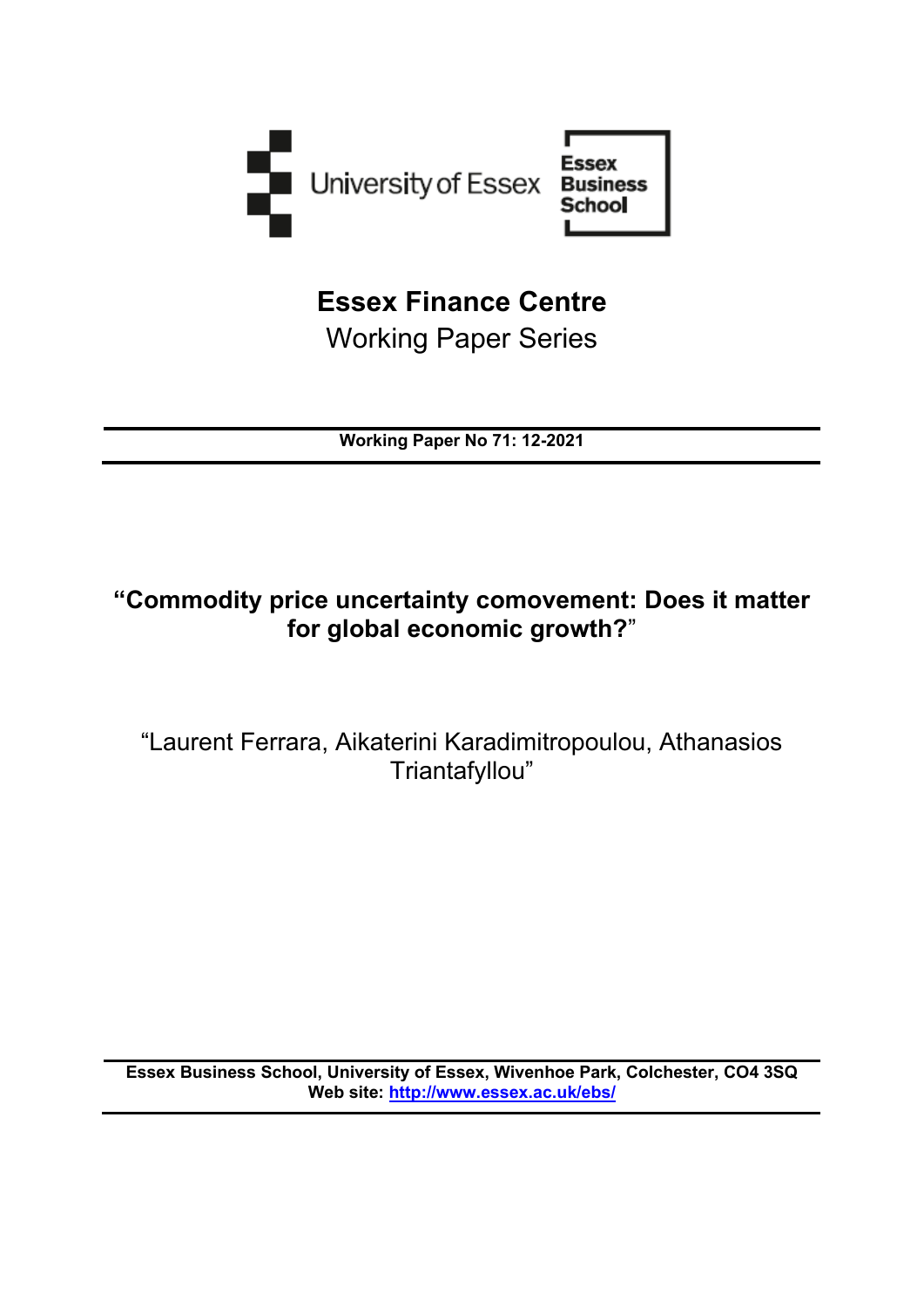University of Essex

Essex Business School

# Essex Finance Centre
Working Paper Series

**Working Paper No 71: 12-2021**

## "Commodity price uncertainty comovement: Does it matter for global economic growth?"

"Laurent Ferrara, Aikaterini Karadimitropoulou, Athanasios Triantafyllou"

**Essex Business School, University of Essex, Wivenhoe Park, Colchester, CO4 3SQ**
**Web site: http://www.essex.ac.uk/ebs/**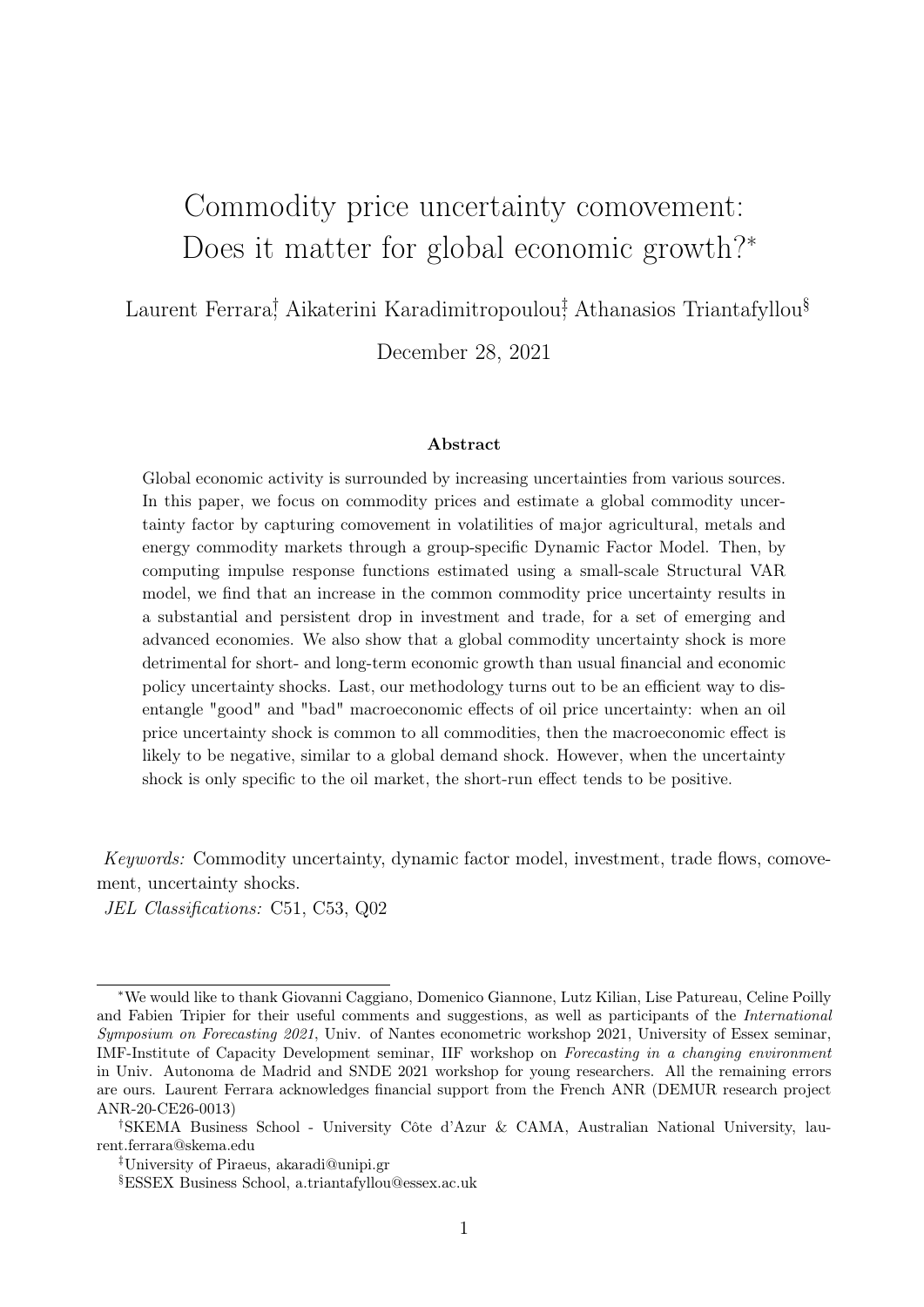# Commodity price uncertainty comovement: Does it matter for global economic growth?*

Laurent Ferrara[†], Aikaterini Karadimitropoulou[‡], Athanasios Triantafyllou[§]

December 28, 2021

### Abstract

Global economic activity is surrounded by increasing uncertainties from various sources. In this paper, we focus on commodity prices and estimate a global commodity uncertainty factor by capturing comovement in volatilities of major agricultural, metals and energy commodity markets through a group-specific Dynamic Factor Model. Then, by computing impulse response functions estimated using a small-scale Structural VAR model, we find that an increase in the common commodity price uncertainty results in a substantial and persistent drop in investment and trade, for a set of emerging and advanced economies. We also show that a global commodity uncertainty shock is more detrimental for short- and long-term economic growth than usual financial and economic policy uncertainty shocks. Last, our methodology turns out to be an efficient way to disentangle "good" and "bad" macroeconomic effects of oil price uncertainty: when an oil price uncertainty shock is common to all commodities, then the macroeconomic effect is likely to be negative, similar to a global demand shock. However, when the uncertainty shock is only specific to the oil market, the short-run effect tends to be positive.

*Keywords:* Commodity uncertainty, dynamic factor model, investment, trade flows, comovement, uncertainty shocks.

*JEL Classifications:* C51, C53, Q02

---

*We would like to thank Giovanni Caggiano, Domenico Giannone, Lutz Kilian, Lise Patureau, Celine Poilly and Fabien Tripier for their useful comments and suggestions, as well as participants of the *International Symposium on Forecasting 2021*, Univ. of Nantes econometric workshop 2021, University of Essex seminar, IMF-Institute of Capacity Development seminar, IIF workshop on *Forecasting in a changing environment* in Univ. Autonoma de Madrid and SNDE 2021 workshop for young researchers. All the remaining errors are ours. Laurent Ferrara acknowledges financial support from the French ANR (DEMUR research project ANR-20-CE26-0013)

[†]SKEMA Business School - University Côte d'Azur & CAMA, Australian National University, laurent.ferrara@skema.edu

[‡]University of Piraeus, akaradi@unipi.gr

[§]ESSEX Business School, a.triantafyllou@essex.ac.uk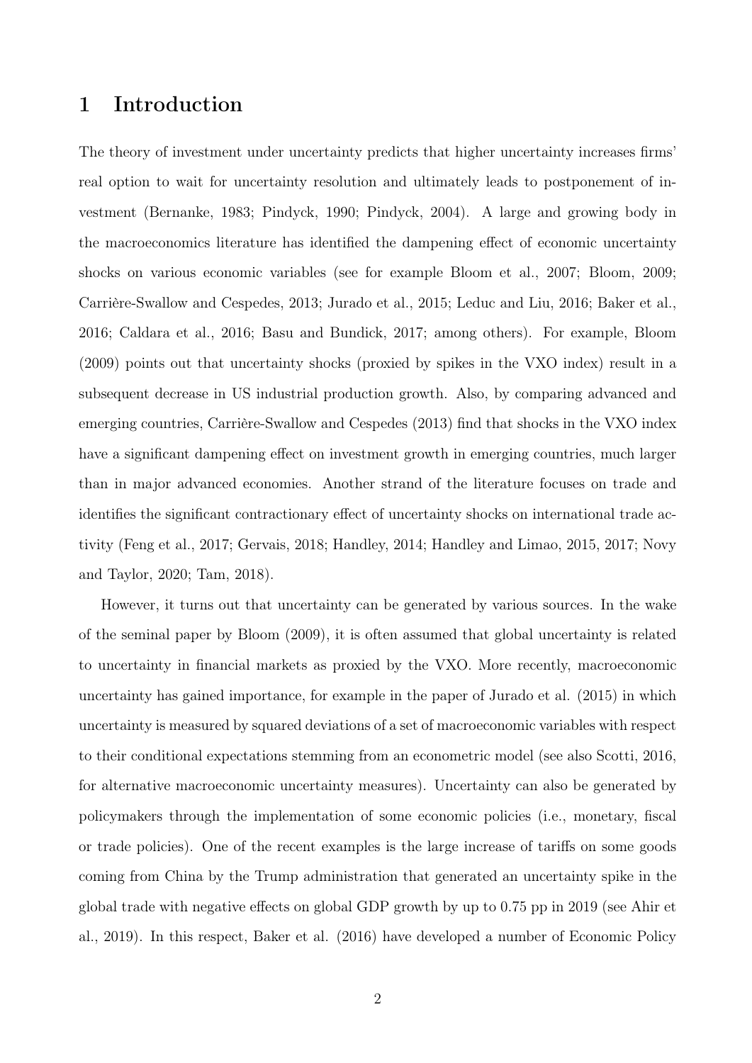# 1 Introduction

The theory of investment under uncertainty predicts that higher uncertainty increases firms' real option to wait for uncertainty resolution and ultimately leads to postponement of investment (Bernanke, 1983; Pindyck, 1990; Pindyck, 2004). A large and growing body in the macroeconomics literature has identified the dampening effect of economic uncertainty shocks on various economic variables (see for example Bloom et al., 2007; Bloom, 2009; Carrière-Swallow and Cespedes, 2013; Jurado et al., 2015; Leduc and Liu, 2016; Baker et al., 2016; Caldara et al., 2016; Basu and Bundick, 2017; among others). For example, Bloom (2009) points out that uncertainty shocks (proxied by spikes in the VXO index) result in a subsequent decrease in US industrial production growth. Also, by comparing advanced and emerging countries, Carrière-Swallow and Cespedes (2013) find that shocks in the VXO index have a significant dampening effect on investment growth in emerging countries, much larger than in major advanced economies. Another strand of the literature focuses on trade and identifies the significant contractionary effect of uncertainty shocks on international trade activity (Feng et al., 2017; Gervais, 2018; Handley, 2014; Handley and Limao, 2015, 2017; Novy and Taylor, 2020; Tam, 2018).

However, it turns out that uncertainty can be generated by various sources. In the wake of the seminal paper by Bloom (2009), it is often assumed that global uncertainty is related to uncertainty in financial markets as proxied by the VXO. More recently, macroeconomic uncertainty has gained importance, for example in the paper of Jurado et al. (2015) in which uncertainty is measured by squared deviations of a set of macroeconomic variables with respect to their conditional expectations stemming from an econometric model (see also Scotti, 2016, for alternative macroeconomic uncertainty measures). Uncertainty can also be generated by policymakers through the implementation of some economic policies (i.e., monetary, fiscal or trade policies). One of the recent examples is the large increase of tariffs on some goods coming from China by the Trump administration that generated an uncertainty spike in the global trade with negative effects on global GDP growth by up to 0.75 pp in 2019 (see Ahir et al., 2019). In this respect, Baker et al. (2016) have developed a number of Economic Policy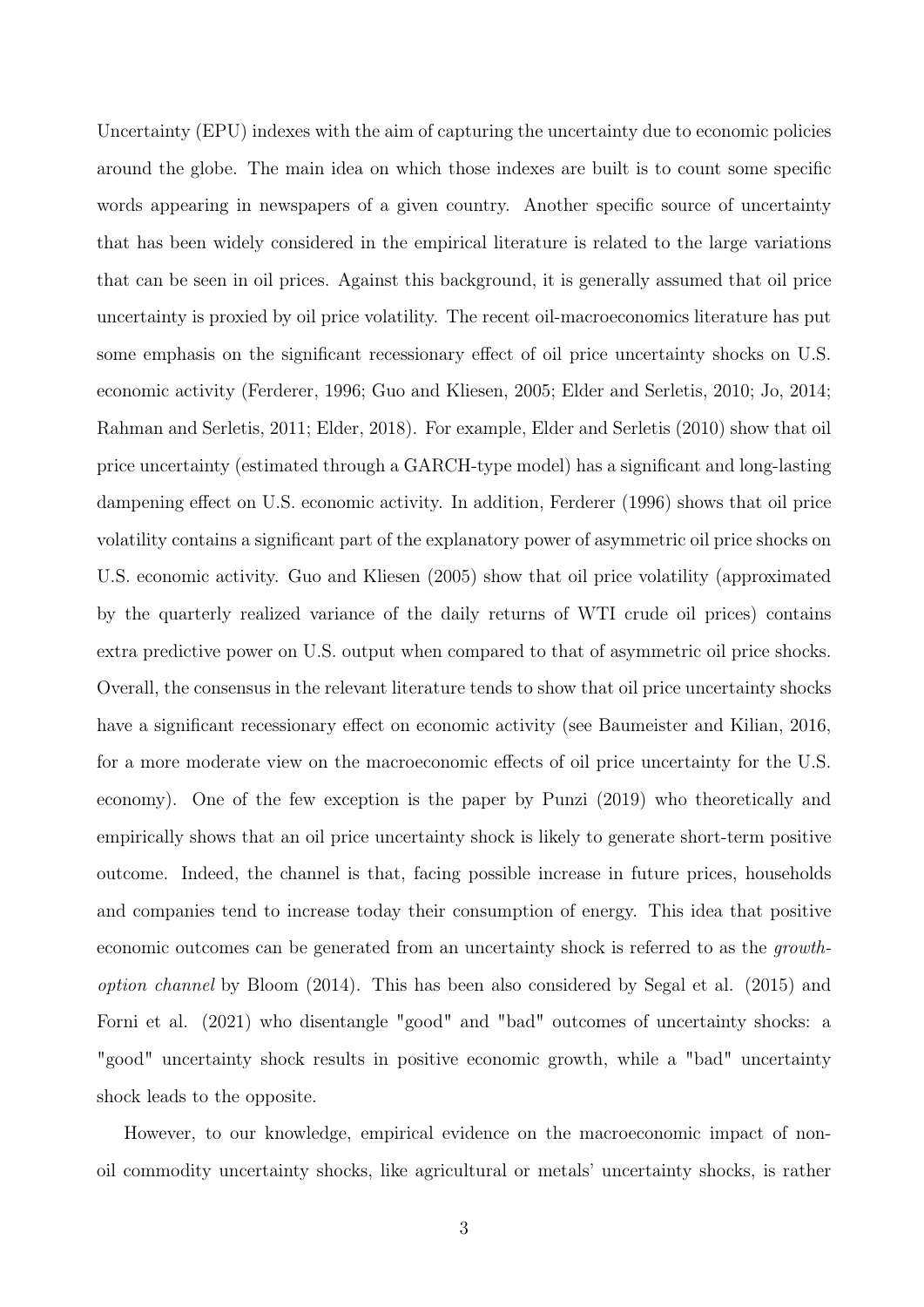Uncertainty (EPU) indexes with the aim of capturing the uncertainty due to economic policies around the globe. The main idea on which those indexes are built is to count some specific words appearing in newspapers of a given country. Another specific source of uncertainty that has been widely considered in the empirical literature is related to the large variations that can be seen in oil prices. Against this background, it is generally assumed that oil price uncertainty is proxied by oil price volatility. The recent oil-macroeconomics literature has put some emphasis on the significant recessionary effect of oil price uncertainty shocks on U.S. economic activity (Ferderer, 1996; Guo and Kliesen, 2005; Elder and Serletis, 2010; Jo, 2014; Rahman and Serletis, 2011; Elder, 2018). For example, Elder and Serletis (2010) show that oil price uncertainty (estimated through a GARCH-type model) has a significant and long-lasting dampening effect on U.S. economic activity. In addition, Ferderer (1996) shows that oil price volatility contains a significant part of the explanatory power of asymmetric oil price shocks on U.S. economic activity. Guo and Kliesen (2005) show that oil price volatility (approximated by the quarterly realized variance of the daily returns of WTI crude oil prices) contains extra predictive power on U.S. output when compared to that of asymmetric oil price shocks. Overall, the consensus in the relevant literature tends to show that oil price uncertainty shocks have a significant recessionary effect on economic activity (see Baumeister and Kilian, 2016, for a more moderate view on the macroeconomic effects of oil price uncertainty for the U.S. economy). One of the few exception is the paper by Punzi (2019) who theoretically and empirically shows that an oil price uncertainty shock is likely to generate short-term positive outcome. Indeed, the channel is that, facing possible increase in future prices, households and companies tend to increase today their consumption of energy. This idea that positive economic outcomes can be generated from an uncertainty shock is referred to as the *growth-option channel* by Bloom (2014). This has been also considered by Segal et al. (2015) and Forni et al. (2021) who disentangle "good" and "bad" outcomes of uncertainty shocks: a "good" uncertainty shock results in positive economic growth, while a "bad" uncertainty shock leads to the opposite.

However, to our knowledge, empirical evidence on the macroeconomic impact of non-oil commodity uncertainty shocks, like agricultural or metals' uncertainty shocks, is rather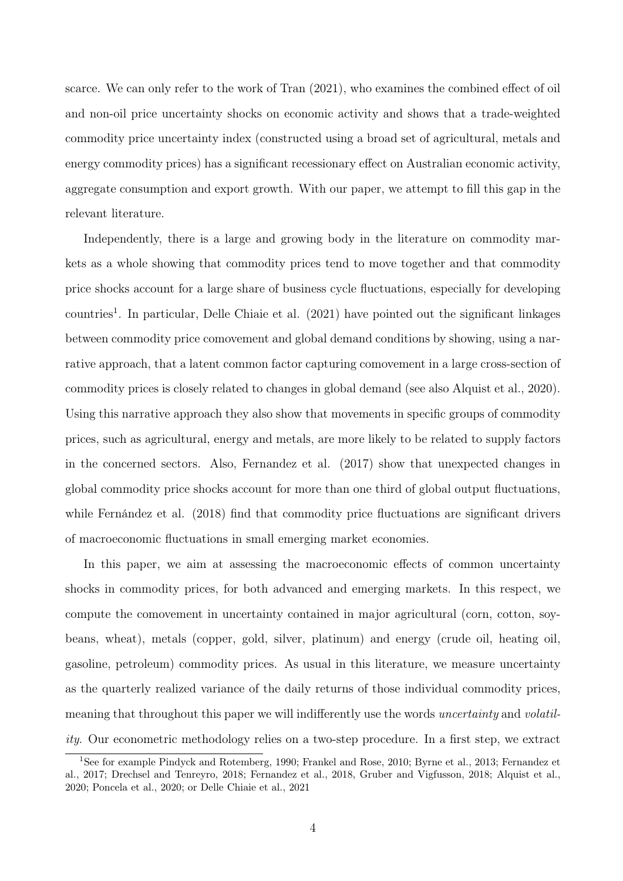scarce. We can only refer to the work of Tran (2021), who examines the combined effect of oil and non-oil price uncertainty shocks on economic activity and shows that a trade-weighted commodity price uncertainty index (constructed using a broad set of agricultural, metals and energy commodity prices) has a significant recessionary effect on Australian economic activity, aggregate consumption and export growth. With our paper, we attempt to fill this gap in the relevant literature.

Independently, there is a large and growing body in the literature on commodity markets as a whole showing that commodity prices tend to move together and that commodity price shocks account for a large share of business cycle fluctuations, especially for developing countries[1]. In particular, Delle Chiaie et al. (2021) have pointed out the significant linkages between commodity price comovement and global demand conditions by showing, using a narrative approach, that a latent common factor capturing comovement in a large cross-section of commodity prices is closely related to changes in global demand (see also Alquist et al., 2020). Using this narrative approach they also show that movements in specific groups of commodity prices, such as agricultural, energy and metals, are more likely to be related to supply factors in the concerned sectors. Also, Fernandez et al. (2017) show that unexpected changes in global commodity price shocks account for more than one third of global output fluctuations, while Fernández et al. (2018) find that commodity price fluctuations are significant drivers of macroeconomic fluctuations in small emerging market economies.

In this paper, we aim at assessing the macroeconomic effects of common uncertainty shocks in commodity prices, for both advanced and emerging markets. In this respect, we compute the comovement in uncertainty contained in major agricultural (corn, cotton, soybeans, wheat), metals (copper, gold, silver, platinum) and energy (crude oil, heating oil, gasoline, petroleum) commodity prices. As usual in this literature, we measure uncertainty as the quarterly realized variance of the daily returns of those individual commodity prices, meaning that throughout this paper we will indifferently use the words *uncertainty* and *volatility*. Our econometric methodology relies on a two-step procedure. In a first step, we extract

[1] See for example Pindyck and Rotemberg, 1990; Frankel and Rose, 2010; Byrne et al., 2013; Fernandez et al., 2017; Drechsel and Tenreyro, 2018; Fernandez et al., 2018, Gruber and Vigfusson, 2018; Alquist et al., 2020; Poncela et al., 2020; or Delle Chiaie et al., 2021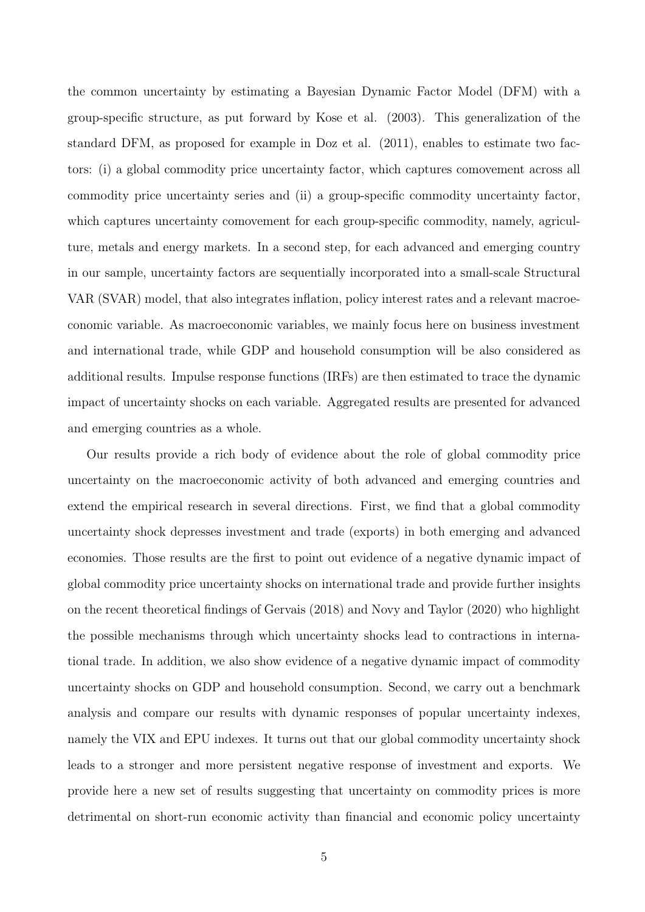the common uncertainty by estimating a Bayesian Dynamic Factor Model (DFM) with a group-specific structure, as put forward by Kose et al. (2003). This generalization of the standard DFM, as proposed for example in Doz et al. (2011), enables to estimate two factors: (i) a global commodity price uncertainty factor, which captures comovement across all commodity price uncertainty series and (ii) a group-specific commodity uncertainty factor, which captures uncertainty comovement for each group-specific commodity, namely, agriculture, metals and energy markets. In a second step, for each advanced and emerging country in our sample, uncertainty factors are sequentially incorporated into a small-scale Structural VAR (SVAR) model, that also integrates inflation, policy interest rates and a relevant macroeconomic variable. As macroeconomic variables, we mainly focus here on business investment and international trade, while GDP and household consumption will be also considered as additional results. Impulse response functions (IRFs) are then estimated to trace the dynamic impact of uncertainty shocks on each variable. Aggregated results are presented for advanced and emerging countries as a whole.

Our results provide a rich body of evidence about the role of global commodity price uncertainty on the macroeconomic activity of both advanced and emerging countries and extend the empirical research in several directions. First, we find that a global commodity uncertainty shock depresses investment and trade (exports) in both emerging and advanced economies. Those results are the first to point out evidence of a negative dynamic impact of global commodity price uncertainty shocks on international trade and provide further insights on the recent theoretical findings of Gervais (2018) and Novy and Taylor (2020) who highlight the possible mechanisms through which uncertainty shocks lead to contractions in international trade. In addition, we also show evidence of a negative dynamic impact of commodity uncertainty shocks on GDP and household consumption. Second, we carry out a benchmark analysis and compare our results with dynamic responses of popular uncertainty indexes, namely the VIX and EPU indexes. It turns out that our global commodity uncertainty shock leads to a stronger and more persistent negative response of investment and exports. We provide here a new set of results suggesting that uncertainty on commodity prices is more detrimental on short-run economic activity than financial and economic policy uncertainty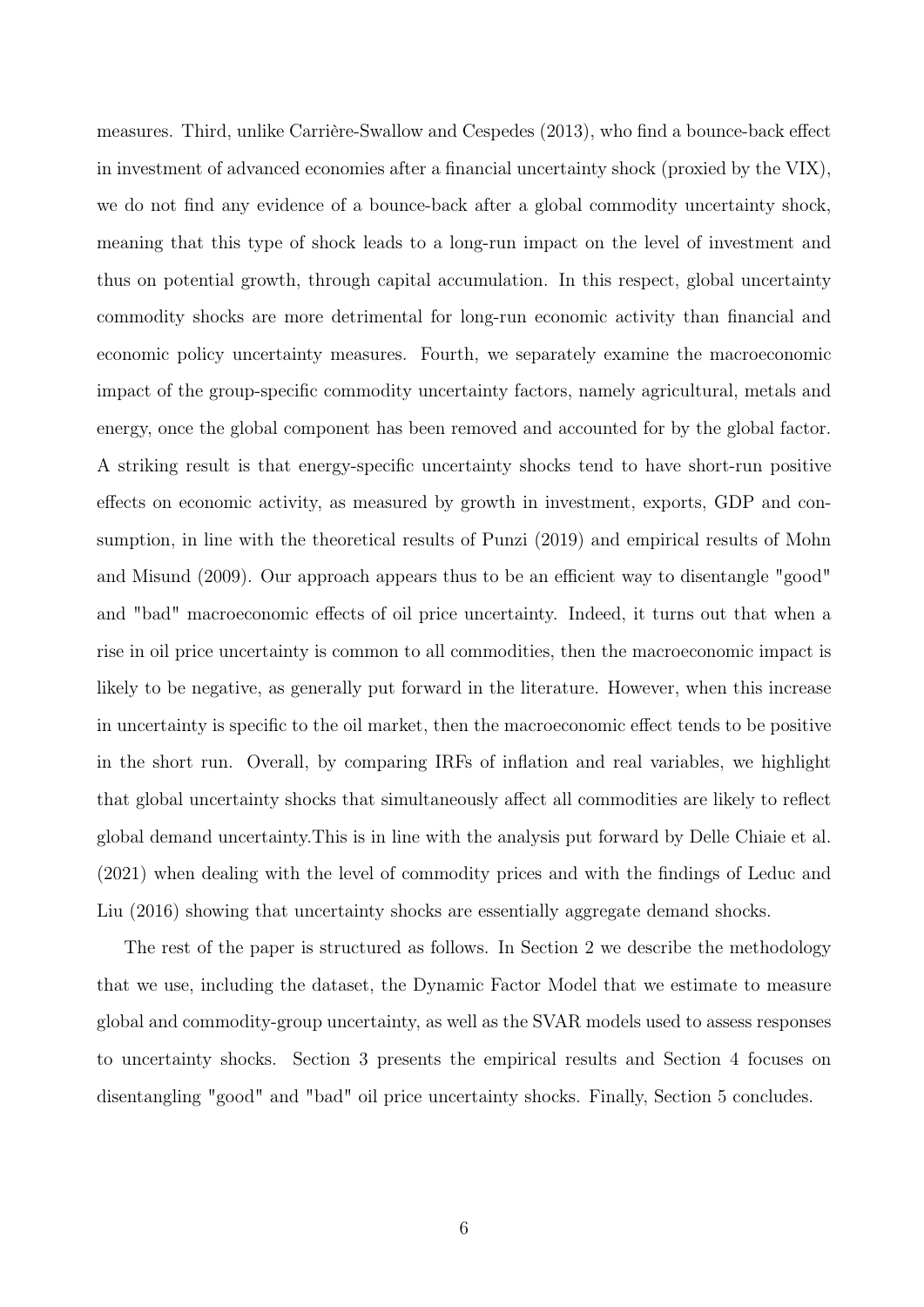measures. Third, unlike Carrière-Swallow and Cespedes (2013), who find a bounce-back effect in investment of advanced economies after a financial uncertainty shock (proxied by the VIX), we do not find any evidence of a bounce-back after a global commodity uncertainty shock, meaning that this type of shock leads to a long-run impact on the level of investment and thus on potential growth, through capital accumulation. In this respect, global uncertainty commodity shocks are more detrimental for long-run economic activity than financial and economic policy uncertainty measures. Fourth, we separately examine the macroeconomic impact of the group-specific commodity uncertainty factors, namely agricultural, metals and energy, once the global component has been removed and accounted for by the global factor. A striking result is that energy-specific uncertainty shocks tend to have short-run positive effects on economic activity, as measured by growth in investment, exports, GDP and consumption, in line with the theoretical results of Punzi (2019) and empirical results of Mohn and Misund (2009). Our approach appears thus to be an efficient way to disentangle "good" and "bad" macroeconomic effects of oil price uncertainty. Indeed, it turns out that when a rise in oil price uncertainty is common to all commodities, then the macroeconomic impact is likely to be negative, as generally put forward in the literature. However, when this increase in uncertainty is specific to the oil market, then the macroeconomic effect tends to be positive in the short run. Overall, by comparing IRFs of inflation and real variables, we highlight that global uncertainty shocks that simultaneously affect all commodities are likely to reflect global demand uncertainty.This is in line with the analysis put forward by Delle Chiaie et al. (2021) when dealing with the level of commodity prices and with the findings of Leduc and Liu (2016) showing that uncertainty shocks are essentially aggregate demand shocks.

The rest of the paper is structured as follows. In Section 2 we describe the methodology that we use, including the dataset, the Dynamic Factor Model that we estimate to measure global and commodity-group uncertainty, as well as the SVAR models used to assess responses to uncertainty shocks. Section 3 presents the empirical results and Section 4 focuses on disentangling "good" and "bad" oil price uncertainty shocks. Finally, Section 5 concludes.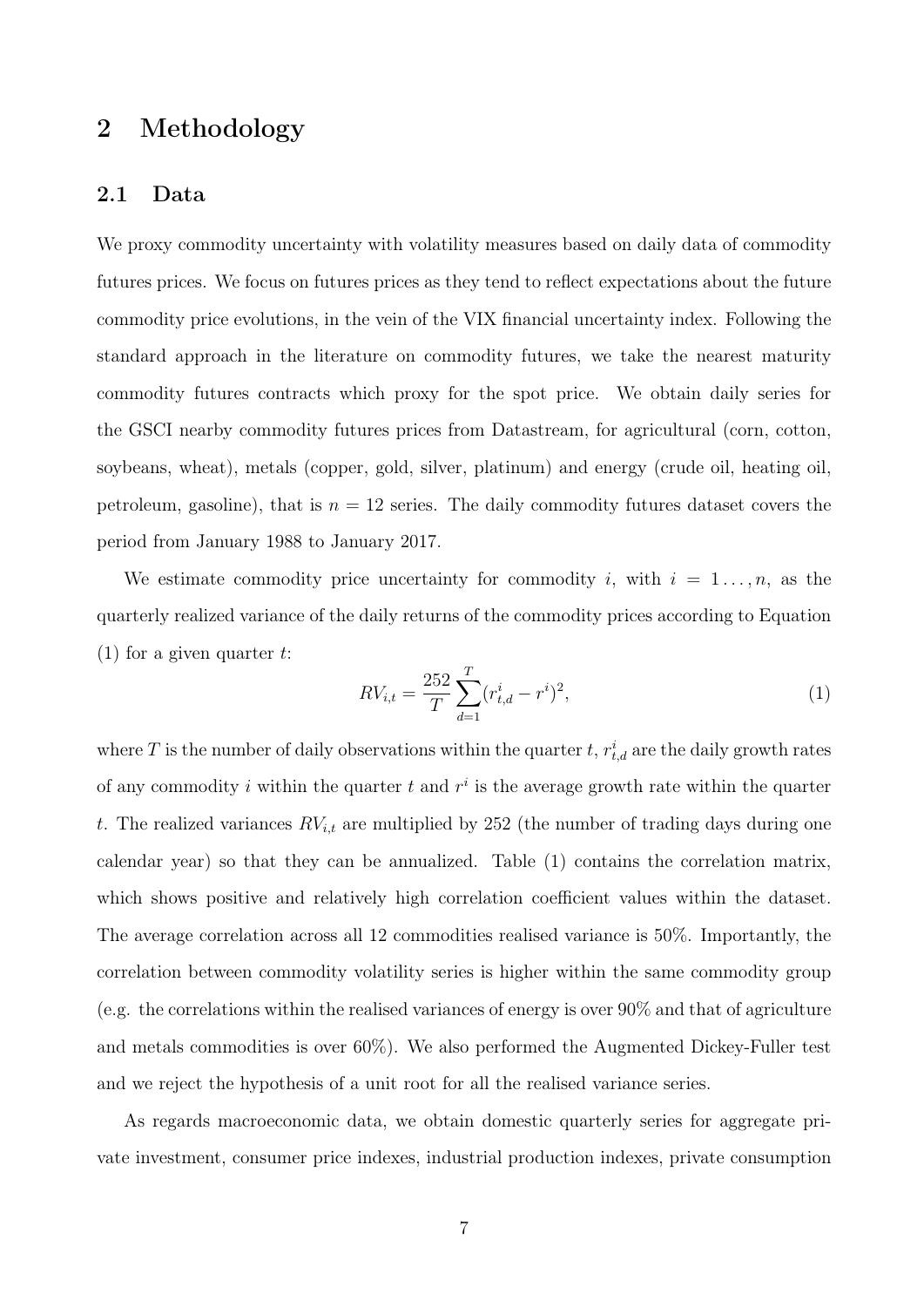## 2 Methodology

### 2.1 Data

We proxy commodity uncertainty with volatility measures based on daily data of commodity futures prices. We focus on futures prices as they tend to reflect expectations about the future commodity price evolutions, in the vein of the VIX financial uncertainty index. Following the standard approach in the literature on commodity futures, we take the nearest maturity commodity futures contracts which proxy for the spot price. We obtain daily series for the GSCI nearby commodity futures prices from Datastream, for agricultural (corn, cotton, soybeans, wheat), metals (copper, gold, silver, platinum) and energy (crude oil, heating oil, petroleum, gasoline), that is $n = 12$ series. The daily commodity futures dataset covers the period from January 1988 to January 2017.

We estimate commodity price uncertainty for commodity $i$, with $i = 1 \ldots, n$, as the quarterly realized variance of the daily returns of the commodity prices according to Equation (1) for a given quarter $t$:

$$RV_{i,t} = \frac{252}{T} \sum_{d=1}^{T} (r_{t,d}^{i} - r^{i})^2, \tag{1}$$

where $T$ is the number of daily observations within the quarter $t$, $r_{t,d}^{i}$ are the daily growth rates of any commodity $i$ within the quarter $t$ and $r^i$ is the average growth rate within the quarter $t$. The realized variances $RV_{i,t}$ are multiplied by 252 (the number of trading days during one calendar year) so that they can be annualized. Table (1) contains the correlation matrix, which shows positive and relatively high correlation coefficient values within the dataset. The average correlation across all 12 commodities realised variance is 50%. Importantly, the correlation between commodity volatility series is higher within the same commodity group (e.g. the correlations within the realised variances of energy is over 90% and that of agriculture and metals commodities is over 60%). We also performed the Augmented Dickey-Fuller test and we reject the hypothesis of a unit root for all the realised variance series.

As regards macroeconomic data, we obtain domestic quarterly series for aggregate private investment, consumer price indexes, industrial production indexes, private consumption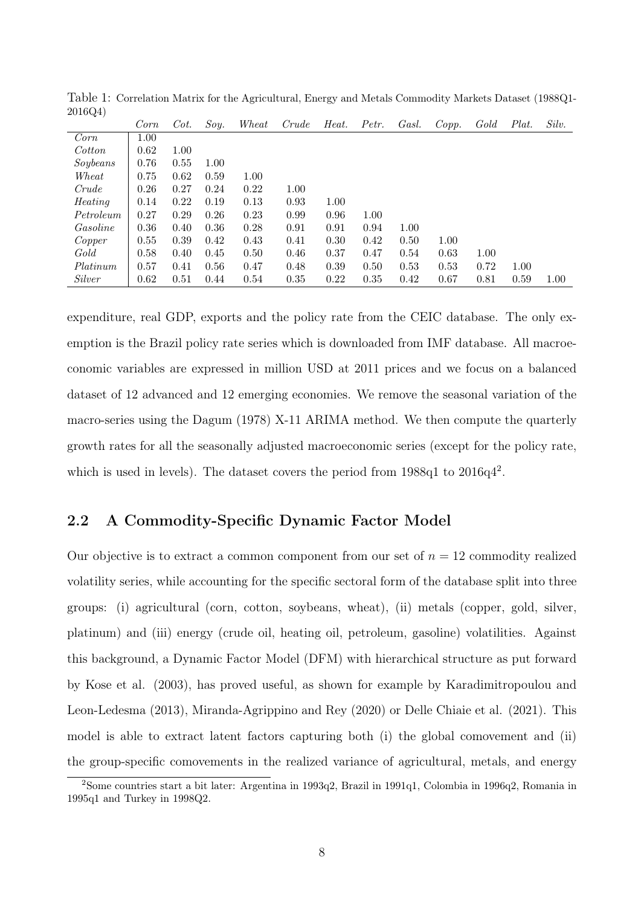Table 1: Correlation Matrix for the Agricultural, Energy and Metals Commodity Markets Dataset (1988Q1-2016Q4)

| | *Corn* | *Cot.* | *Soy.* | *Wheat* | *Crude* | *Heat.* | *Petr.* | *Gasl.* | *Copp.* | *Gold* | *Plat.* | *Silv.* |
|---|---|---|---|---|---|---|---|---|---|---|---|---|
| *Corn* | 1.00 | | | | | | | | | | | |
| *Cotton* | 0.62 | 1.00 | | | | | | | | | | |
| *Soybeans* | 0.76 | 0.55 | 1.00 | | | | | | | | | |
| *Wheat* | 0.75 | 0.62 | 0.59 | 1.00 | | | | | | | | |
| *Crude* | 0.26 | 0.27 | 0.24 | 0.22 | 1.00 | | | | | | | |
| *Heating* | 0.14 | 0.22 | 0.19 | 0.13 | 0.93 | 1.00 | | | | | | |
| *Petroleum* | 0.27 | 0.29 | 0.26 | 0.23 | 0.99 | 0.96 | 1.00 | | | | | |
| *Gasoline* | 0.36 | 0.40 | 0.36 | 0.28 | 0.91 | 0.91 | 0.94 | 1.00 | | | | |
| *Copper* | 0.55 | 0.39 | 0.42 | 0.43 | 0.41 | 0.30 | 0.42 | 0.50 | 1.00 | | | |
| *Gold* | 0.58 | 0.40 | 0.45 | 0.50 | 0.46 | 0.37 | 0.47 | 0.54 | 0.63 | 1.00 | | |
| *Platinum* | 0.57 | 0.41 | 0.56 | 0.47 | 0.48 | 0.39 | 0.50 | 0.53 | 0.53 | 0.72 | 1.00 | |
| *Silver* | 0.62 | 0.51 | 0.44 | 0.54 | 0.35 | 0.22 | 0.35 | 0.42 | 0.67 | 0.81 | 0.59 | 1.00 |

expenditure, real GDP, exports and the policy rate from the CEIC database. The only exemption is the Brazil policy rate series which is downloaded from IMF database. All macroeconomic variables are expressed in million USD at 2011 prices and we focus on a balanced dataset of 12 advanced and 12 emerging economies. We remove the seasonal variation of the macro-series using the Dagum (1978) X-11 ARIMA method. We then compute the quarterly growth rates for all the seasonally adjusted macroeconomic series (except for the policy rate, which is used in levels). The dataset covers the period from 1988q1 to 2016q4[2].

## 2.2 A Commodity-Specific Dynamic Factor Model

Our objective is to extract a common component from our set of $n = 12$ commodity realized volatility series, while accounting for the specific sectoral form of the database split into three groups: (i) agricultural (corn, cotton, soybeans, wheat), (ii) metals (copper, gold, silver, platinum) and (iii) energy (crude oil, heating oil, petroleum, gasoline) volatilities. Against this background, a Dynamic Factor Model (DFM) with hierarchical structure as put forward by Kose et al. (2003), has proved useful, as shown for example by Karadimitropoulou and Leon-Ledesma (2013), Miranda-Agrippino and Rey (2020) or Delle Chiaie et al. (2021). This model is able to extract latent factors capturing both (i) the global comovement and (ii) the group-specific comovements in the realized variance of agricultural, metals, and energy

[2] Some countries start a bit later: Argentina in 1993q2, Brazil in 1991q1, Colombia in 1996q2, Romania in 1995q1 and Turkey in 1998Q2.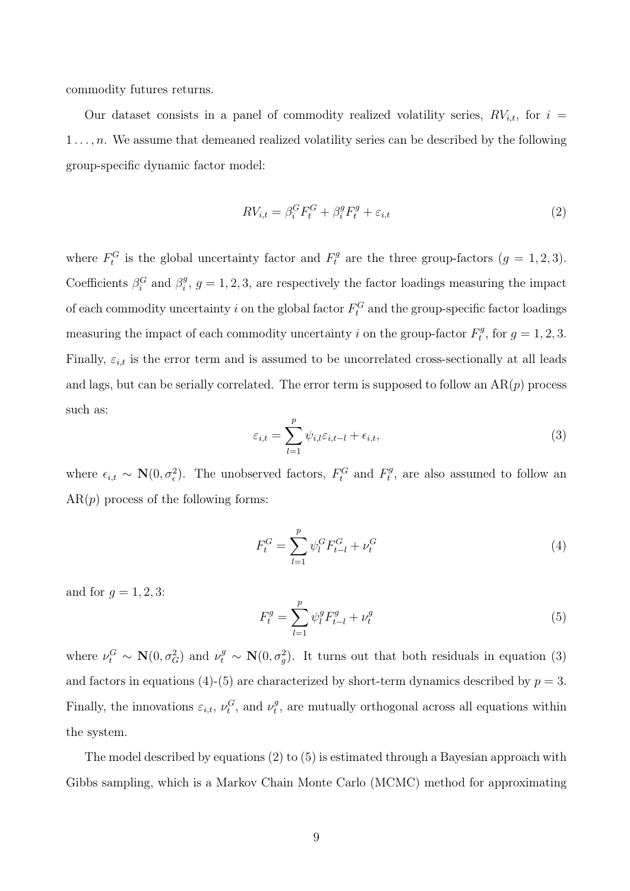commodity futures returns.

Our dataset consists in a panel of commodity realized volatility series, $RV_{i,t}$, for $i = 1 \ldots, n$. We assume that demeaned realized volatility series can be described by the following group-specific dynamic factor model:

$$RV_{i,t} = \beta_i^G F_t^G + \beta_i^g F_t^g + \varepsilon_{i,t} \tag{2}$$

where $F_t^G$ is the global uncertainty factor and $F_t^g$ are the three group-factors ($g = 1, 2, 3$). Coefficients $\beta_i^G$ and $\beta_i^g$, $g = 1, 2, 3$, are respectively the factor loadings measuring the impact of each commodity uncertainty $i$ on the global factor $F_t^G$ and the group-specific factor loadings measuring the impact of each commodity uncertainty $i$ on the group-factor $F_t^g$, for $g = 1, 2, 3$. Finally, $\varepsilon_{i,t}$ is the error term and is assumed to be uncorrelated cross-sectionally at all leads and lags, but can be serially correlated. The error term is supposed to follow an AR($p$) process such as:

$$\varepsilon_{i,t} = \sum_{l=1}^{p} \psi_{i,l} \varepsilon_{i,t-l} + \epsilon_{i,t}, \tag{3}$$

where $\epsilon_{i,t} \sim \mathbf{N}(0, \sigma_\epsilon^2)$. The unobserved factors, $F_t^G$ and $F_t^g$, are also assumed to follow an AR($p$) process of the following forms:

$$F_t^G = \sum_{l=1}^{p} \psi_l^G F_{t-l}^G + \nu_t^G \tag{4}$$

and for $g = 1, 2, 3$:

$$F_t^g = \sum_{l=1}^{p} \psi_l^g F_{t-l}^g + \nu_t^g \tag{5}$$

where $\nu_t^G \sim \mathbf{N}(0, \sigma_G^2)$ and $\nu_t^g \sim \mathbf{N}(0, \sigma_g^2)$. It turns out that both residuals in equation (3) and factors in equations (4)-(5) are characterized by short-term dynamics described by $p = 3$. Finally, the innovations $\varepsilon_{i,t}$, $\nu_t^G$, and $\nu_t^g$, are mutually orthogonal across all equations within the system.

The model described by equations (2) to (5) is estimated through a Bayesian approach with Gibbs sampling, which is a Markov Chain Monte Carlo (MCMC) method for approximating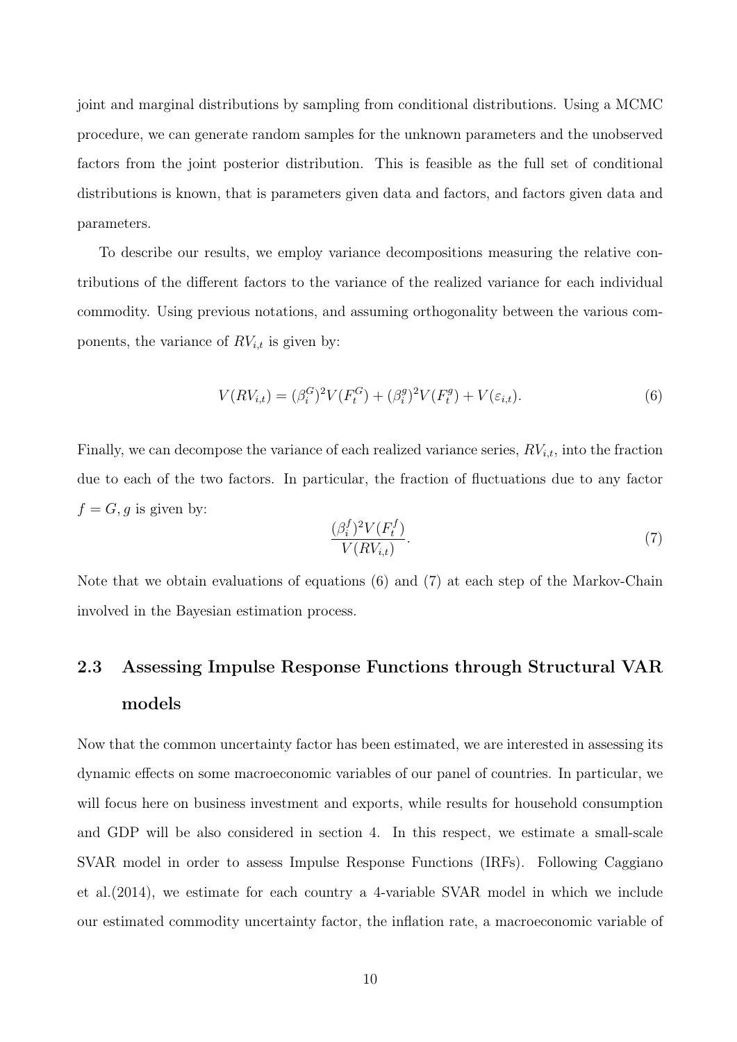joint and marginal distributions by sampling from conditional distributions. Using a MCMC procedure, we can generate random samples for the unknown parameters and the unobserved factors from the joint posterior distribution. This is feasible as the full set of conditional distributions is known, that is parameters given data and factors, and factors given data and parameters.

To describe our results, we employ variance decompositions measuring the relative contributions of the different factors to the variance of the realized variance for each individual commodity. Using previous notations, and assuming orthogonality between the various components, the variance of $RV_{i,t}$ is given by:

$$V(RV_{i,t}) = (\beta_i^G)^2 V(F_t^G) + (\beta_i^g)^2 V(F_t^g) + V(\varepsilon_{i,t}). \tag{6}$$

Finally, we can decompose the variance of each realized variance series, $RV_{i,t}$, into the fraction due to each of the two factors. In particular, the fraction of fluctuations due to any factor $f = G, g$ is given by:

$$\frac{(\beta_i^f)^2 V(F_t^f)}{V(RV_{i,t})}. \tag{7}$$

Note that we obtain evaluations of equations (6) and (7) at each step of the Markov-Chain involved in the Bayesian estimation process.

## 2.3 Assessing Impulse Response Functions through Structural VAR models

Now that the common uncertainty factor has been estimated, we are interested in assessing its dynamic effects on some macroeconomic variables of our panel of countries. In particular, we will focus here on business investment and exports, while results for household consumption and GDP will be also considered in section 4. In this respect, we estimate a small-scale SVAR model in order to assess Impulse Response Functions (IRFs). Following Caggiano et al.(2014), we estimate for each country a 4-variable SVAR model in which we include our estimated commodity uncertainty factor, the inflation rate, a macroeconomic variable of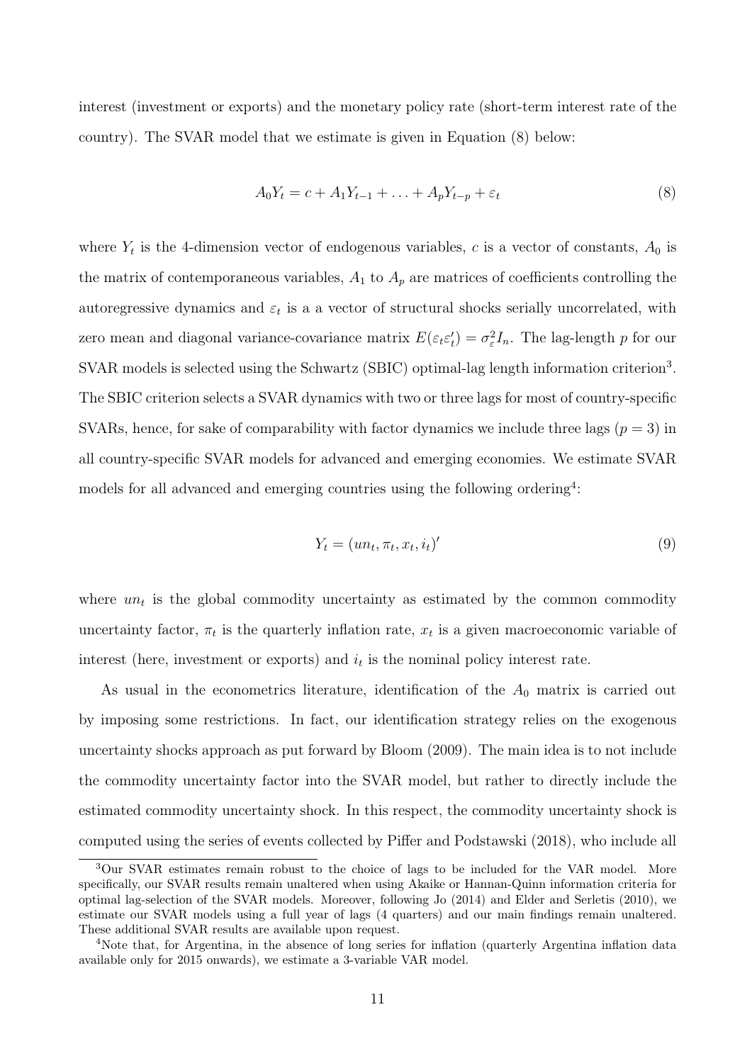interest (investment or exports) and the monetary policy rate (short-term interest rate of the country). The SVAR model that we estimate is given in Equation (8) below:

$$A_0 Y_t = c + A_1 Y_{t-1} + \ldots + A_p Y_{t-p} + \varepsilon_t \tag{8}$$

where $Y_t$ is the 4-dimension vector of endogenous variables, $c$ is a vector of constants, $A_0$ is the matrix of contemporaneous variables, $A_1$ to $A_p$ are matrices of coefficients controlling the autoregressive dynamics and $\varepsilon_t$ is a a vector of structural shocks serially uncorrelated, with zero mean and diagonal variance-covariance matrix $E(\varepsilon_t \varepsilon_t') = \sigma_\varepsilon^2 I_n$. The lag-length $p$ for our SVAR models is selected using the Schwartz (SBIC) optimal-lag length information criterion[3]. The SBIC criterion selects a SVAR dynamics with two or three lags for most of country-specific SVARs, hence, for sake of comparability with factor dynamics we include three lags ($p = 3$) in all country-specific SVAR models for advanced and emerging economies. We estimate SVAR models for all advanced and emerging countries using the following ordering[4]:

$$Y_t = (un_t, \pi_t, x_t, i_t)' \tag{9}$$

where $un_t$ is the global commodity uncertainty as estimated by the common commodity uncertainty factor, $\pi_t$ is the quarterly inflation rate, $x_t$ is a given macroeconomic variable of interest (here, investment or exports) and $i_t$ is the nominal policy interest rate.

As usual in the econometrics literature, identification of the $A_0$ matrix is carried out by imposing some restrictions. In fact, our identification strategy relies on the exogenous uncertainty shocks approach as put forward by Bloom (2009). The main idea is to not include the commodity uncertainty factor into the SVAR model, but rather to directly include the estimated commodity uncertainty shock. In this respect, the commodity uncertainty shock is computed using the series of events collected by Piffer and Podstawski (2018), who include all

[3]Our SVAR estimates remain robust to the choice of lags to be included for the VAR model. More specifically, our SVAR results remain unaltered when using Akaike or Hannan-Quinn information criteria for optimal lag-selection of the SVAR models. Moreover, following Jo (2014) and Elder and Serletis (2010), we estimate our SVAR models using a full year of lags (4 quarters) and our main findings remain unaltered. These additional SVAR results are available upon request.

[4]Note that, for Argentina, in the absence of long series for inflation (quarterly Argentina inflation data available only for 2015 onwards), we estimate a 3-variable VAR model.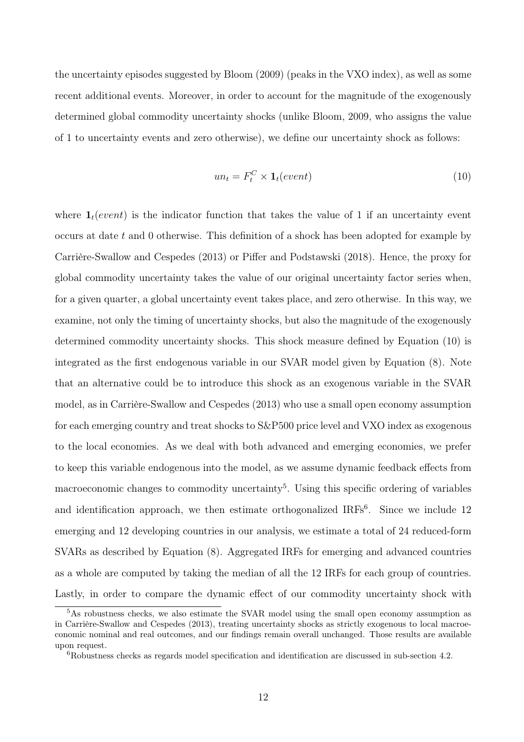the uncertainty episodes suggested by Bloom (2009) (peaks in the VXO index), as well as some recent additional events. Moreover, in order to account for the magnitude of the exogenously determined global commodity uncertainty shocks (unlike Bloom, 2009, who assigns the value of 1 to uncertainty events and zero otherwise), we define our uncertainty shock as follows:

$$un_t = F_t^C \times \mathbf{1}_t(event) \tag{10}$$

where $\mathbf{1}_t(event)$ is the indicator function that takes the value of 1 if an uncertainty event occurs at date $t$ and 0 otherwise. This definition of a shock has been adopted for example by Carrière-Swallow and Cespedes (2013) or Piffer and Podstawski (2018). Hence, the proxy for global commodity uncertainty takes the value of our original uncertainty factor series when, for a given quarter, a global uncertainty event takes place, and zero otherwise. In this way, we examine, not only the timing of uncertainty shocks, but also the magnitude of the exogenously determined commodity uncertainty shocks. This shock measure defined by Equation (10) is integrated as the first endogenous variable in our SVAR model given by Equation (8). Note that an alternative could be to introduce this shock as an exogenous variable in the SVAR model, as in Carrière-Swallow and Cespedes (2013) who use a small open economy assumption for each emerging country and treat shocks to S&P500 price level and VXO index as exogenous to the local economies. As we deal with both advanced and emerging economies, we prefer to keep this variable endogenous into the model, as we assume dynamic feedback effects from macroeconomic changes to commodity uncertainty[5]. Using this specific ordering of variables and identification approach, we then estimate orthogonalized IRFs[6]. Since we include 12 emerging and 12 developing countries in our analysis, we estimate a total of 24 reduced-form SVARs as described by Equation (8). Aggregated IRFs for emerging and advanced countries as a whole are computed by taking the median of all the 12 IRFs for each group of countries. Lastly, in order to compare the dynamic effect of our commodity uncertainty shock with

[5] As robustness checks, we also estimate the SVAR model using the small open economy assumption as in Carrière-Swallow and Cespedes (2013), treating uncertainty shocks as strictly exogenous to local macroeconomic nominal and real outcomes, and our findings remain overall unchanged. Those results are available upon request.

[6] Robustness checks as regards model specification and identification are discussed in sub-section 4.2.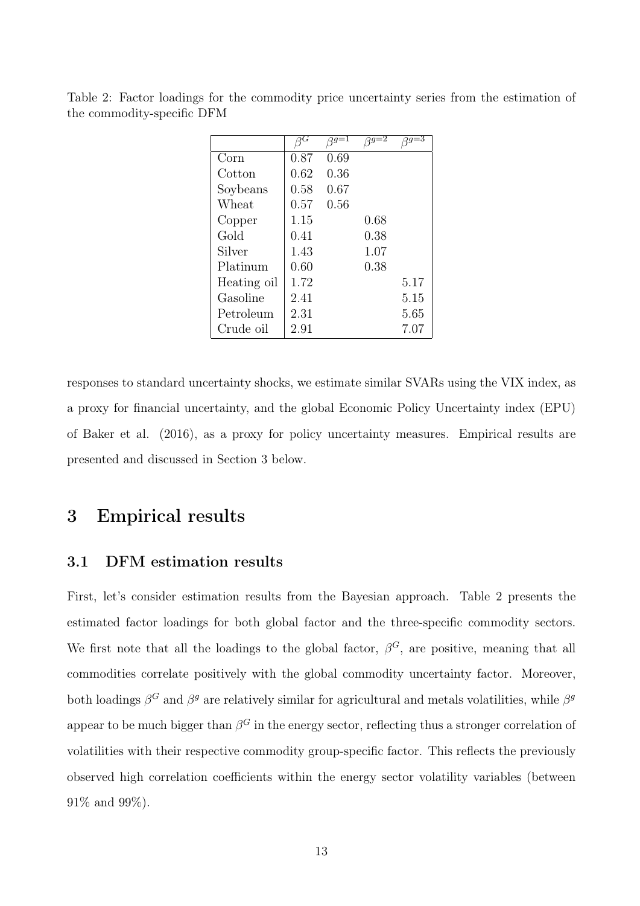Table 2: Factor loadings for the commodity price uncertainty series from the estimation of the commodity-specific DFM

| | $\beta^G$ | $\beta^{g=1}$ | $\beta^{g=2}$ | $\beta^{g=3}$ |
|---|---|---|---|---|
| Corn | 0.87 | 0.69 | | |
| Cotton | 0.62 | 0.36 | | |
| Soybeans | 0.58 | 0.67 | | |
| Wheat | 0.57 | 0.56 | | |
| Copper | 1.15 | | 0.68 | |
| Gold | 0.41 | | 0.38 | |
| Silver | 1.43 | | 1.07 | |
| Platinum | 0.60 | | 0.38 | |
| Heating oil | 1.72 | | | 5.17 |
| Gasoline | 2.41 | | | 5.15 |
| Petroleum | 2.31 | | | 5.65 |
| Crude oil | 2.91 | | | 7.07 |

responses to standard uncertainty shocks, we estimate similar SVARs using the VIX index, as a proxy for financial uncertainty, and the global Economic Policy Uncertainty index (EPU) of Baker et al. (2016), as a proxy for policy uncertainty measures. Empirical results are presented and discussed in Section 3 below.

# 3 Empirical results

## 3.1 DFM estimation results

First, let's consider estimation results from the Bayesian approach. Table 2 presents the estimated factor loadings for both global factor and the three-specific commodity sectors. We first note that all the loadings to the global factor, $\beta^G$, are positive, meaning that all commodities correlate positively with the global commodity uncertainty factor. Moreover, both loadings $\beta^G$ and $\beta^g$ are relatively similar for agricultural and metals volatilities, while $\beta^g$ appear to be much bigger than $\beta^G$ in the energy sector, reflecting thus a stronger correlation of volatilities with their respective commodity group-specific factor. This reflects the previously observed high correlation coefficients within the energy sector volatility variables (between 91% and 99%).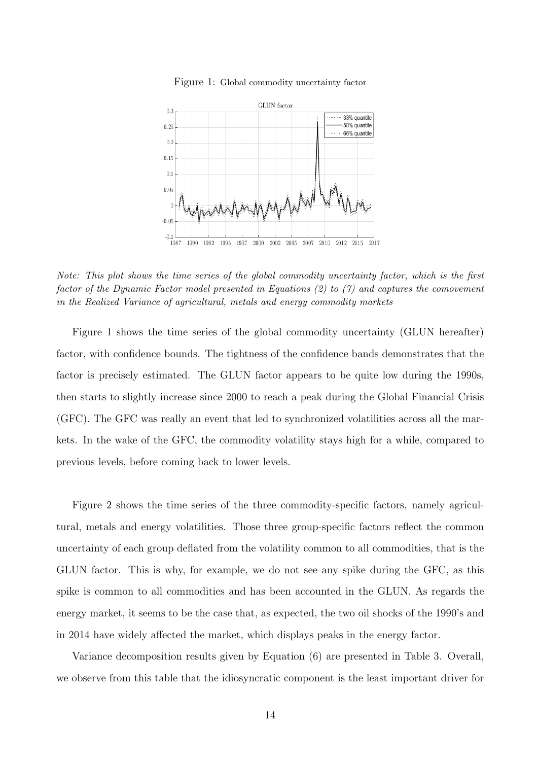Figure 1: Global commodity uncertainty factor

*Note: This plot shows the time series of the global commodity uncertainty factor, which is the first factor of the Dynamic Factor model presented in Equations (2) to (7) and captures the comovement in the Realized Variance of agricultural, metals and energy commodity markets*

Figure 1 shows the time series of the global commodity uncertainty (GLUN hereafter) factor, with confidence bounds. The tightness of the confidence bands demonstrates that the factor is precisely estimated. The GLUN factor appears to be quite low during the 1990s, then starts to slightly increase since 2000 to reach a peak during the Global Financial Crisis (GFC). The GFC was really an event that led to synchronized volatilities across all the markets. In the wake of the GFC, the commodity volatility stays high for a while, compared to previous levels, before coming back to lower levels.

Figure 2 shows the time series of the three commodity-specific factors, namely agricultural, metals and energy volatilities. Those three group-specific factors reflect the common uncertainty of each group deflated from the volatility common to all commodities, that is the GLUN factor. This is why, for example, we do not see any spike during the GFC, as this spike is common to all commodities and has been accounted in the GLUN. As regards the energy market, it seems to be the case that, as expected, the two oil shocks of the 1990's and in 2014 have widely affected the market, which displays peaks in the energy factor.

Variance decomposition results given by Equation (6) are presented in Table 3. Overall, we observe from this table that the idiosyncratic component is the least important driver for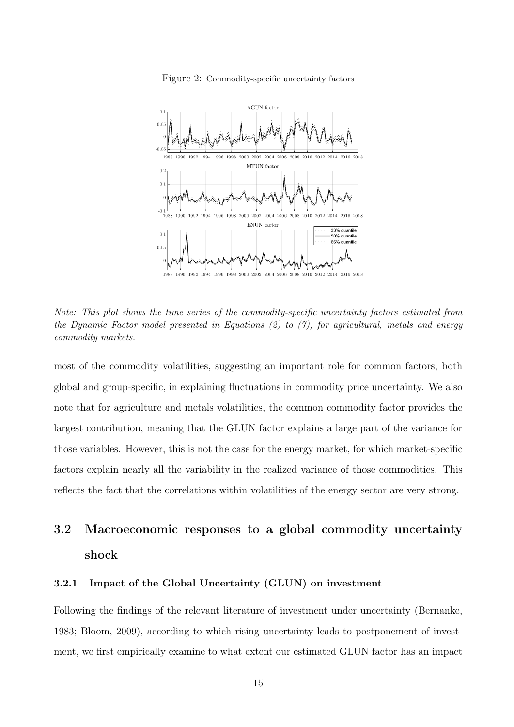Figure 2: Commodity-specific uncertainty factors

*Note: This plot shows the time series of the commodity-specific uncertainty factors estimated from the Dynamic Factor model presented in Equations (2) to (7), for agricultural, metals and energy commodity markets.*

most of the commodity volatilities, suggesting an important role for common factors, both global and group-specific, in explaining fluctuations in commodity price uncertainty. We also note that for agriculture and metals volatilities, the common commodity factor provides the largest contribution, meaning that the GLUN factor explains a large part of the variance for those variables. However, this is not the case for the energy market, for which market-specific factors explain nearly all the variability in the realized variance of those commodities. This reflects the fact that the correlations within volatilities of the energy sector are very strong.

## 3.2 Macroeconomic responses to a global commodity uncertainty shock

### 3.2.1 Impact of the Global Uncertainty (GLUN) on investment

Following the findings of the relevant literature of investment under uncertainty (Bernanke, 1983; Bloom, 2009), according to which rising uncertainty leads to postponement of investment, we first empirically examine to what extent our estimated GLUN factor has an impact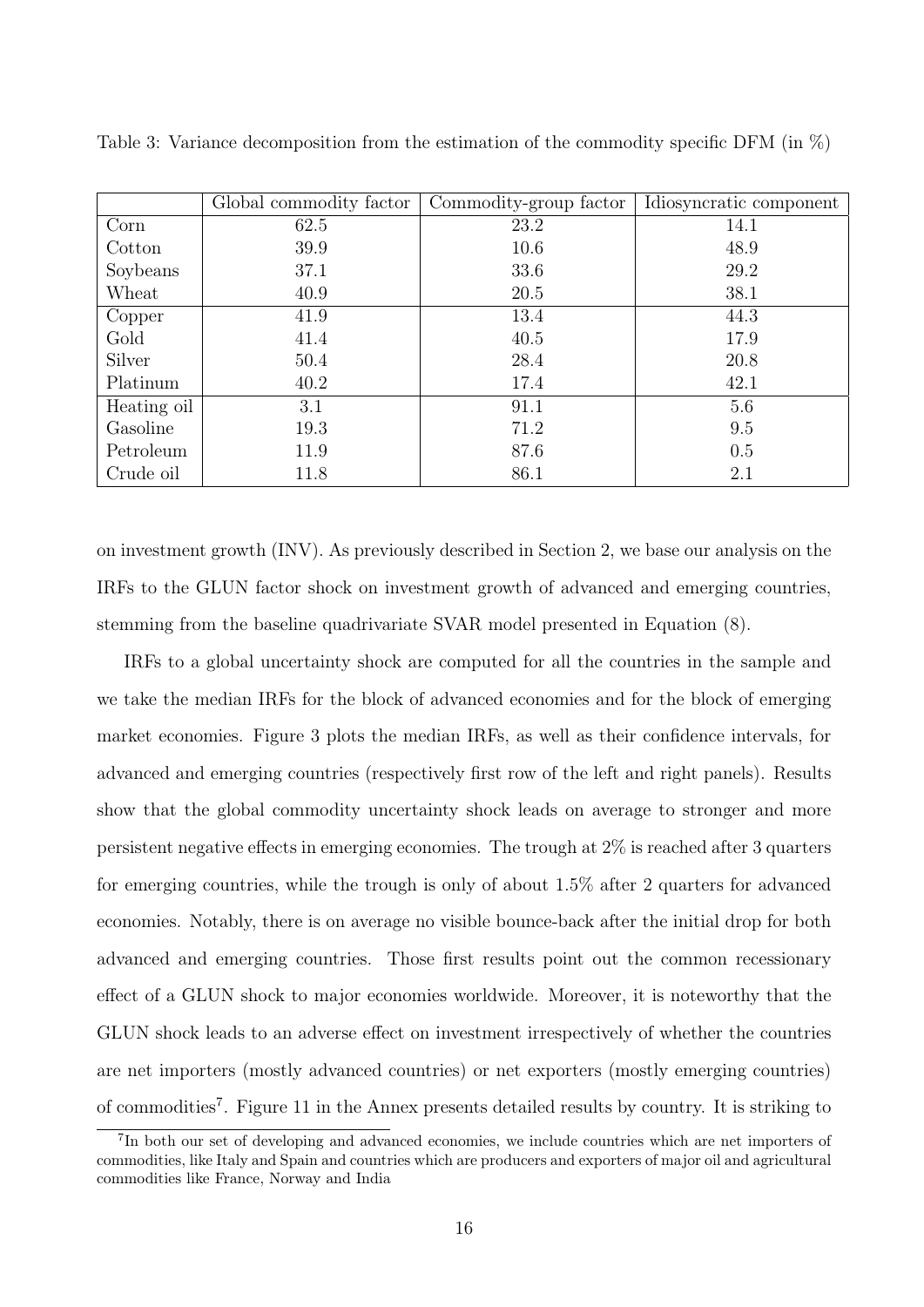Table 3: Variance decomposition from the estimation of the commodity specific DFM (in %)

| | Global commodity factor | Commodity-group factor | Idiosyncratic component |
|---|---|---|---|
| Corn | 62.5 | 23.2 | 14.1 |
| Cotton | 39.9 | 10.6 | 48.9 |
| Soybeans | 37.1 | 33.6 | 29.2 |
| Wheat | 40.9 | 20.5 | 38.1 |
| Copper | 41.9 | 13.4 | 44.3 |
| Gold | 41.4 | 40.5 | 17.9 |
| Silver | 50.4 | 28.4 | 20.8 |
| Platinum | 40.2 | 17.4 | 42.1 |
| Heating oil | 3.1 | 91.1 | 5.6 |
| Gasoline | 19.3 | 71.2 | 9.5 |
| Petroleum | 11.9 | 87.6 | 0.5 |
| Crude oil | 11.8 | 86.1 | 2.1 |

on investment growth (INV). As previously described in Section 2, we base our analysis on the IRFs to the GLUN factor shock on investment growth of advanced and emerging countries, stemming from the baseline quadrivariate SVAR model presented in Equation (8).

IRFs to a global uncertainty shock are computed for all the countries in the sample and we take the median IRFs for the block of advanced economies and for the block of emerging market economies. Figure 3 plots the median IRFs, as well as their confidence intervals, for advanced and emerging countries (respectively first row of the left and right panels). Results show that the global commodity uncertainty shock leads on average to stronger and more persistent negative effects in emerging economies. The trough at 2% is reached after 3 quarters for emerging countries, while the trough is only of about 1.5% after 2 quarters for advanced economies. Notably, there is on average no visible bounce-back after the initial drop for both advanced and emerging countries. Those first results point out the common recessionary effect of a GLUN shock to major economies worldwide. Moreover, it is noteworthy that the GLUN shock leads to an adverse effect on investment irrespectively of whether the countries are net importers (mostly advanced countries) or net exporters (mostly emerging countries) of commodities[7]. Figure 11 in the Annex presents detailed results by country. It is striking to

[7] In both our set of developing and advanced economies, we include countries which are net importers of commodities, like Italy and Spain and countries which are producers and exporters of major oil and agricultural commodities like France, Norway and India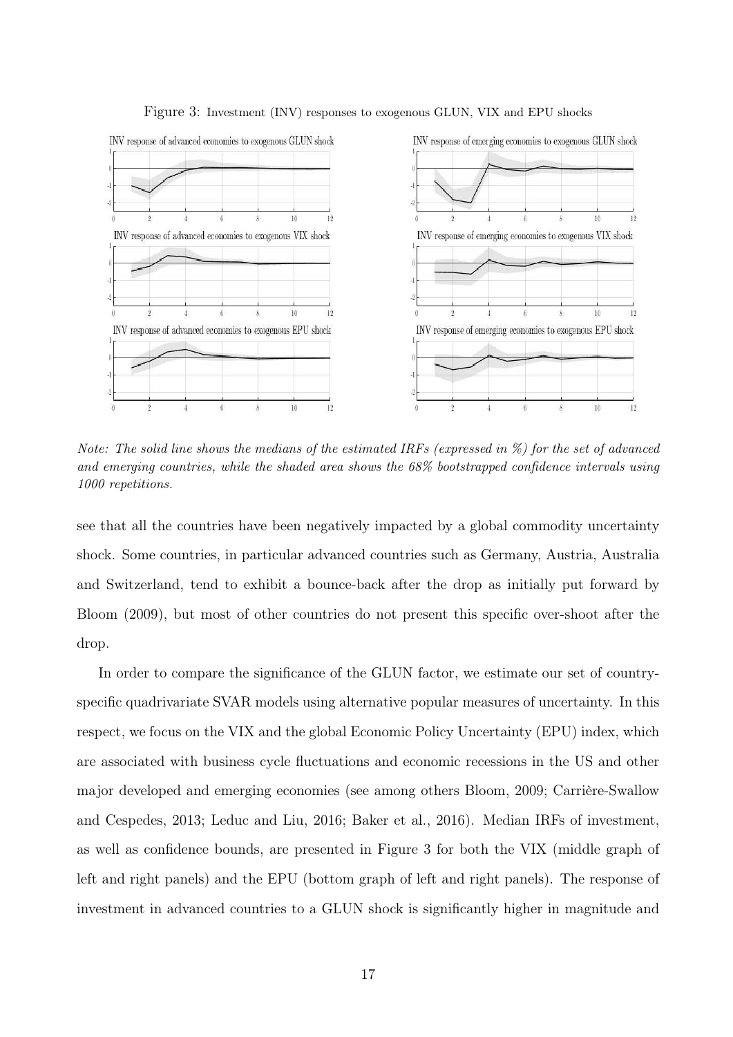Figure 3: Investment (INV) responses to exogenous GLUN, VIX and EPU shocks

*Note: The solid line shows the medians of the estimated IRFs (expressed in %) for the set of advanced and emerging countries, while the shaded area shows the 68% bootstrapped confidence intervals using 1000 repetitions.*

see that all the countries have been negatively impacted by a global commodity uncertainty shock. Some countries, in particular advanced countries such as Germany, Austria, Australia and Switzerland, tend to exhibit a bounce-back after the drop as initially put forward by Bloom (2009), but most of other countries do not present this specific over-shoot after the drop.

In order to compare the significance of the GLUN factor, we estimate our set of country-specific quadrivariate SVAR models using alternative popular measures of uncertainty. In this respect, we focus on the VIX and the global Economic Policy Uncertainty (EPU) index, which are associated with business cycle fluctuations and economic recessions in the US and other major developed and emerging economies (see among others Bloom, 2009; Carrière-Swallow and Cespedes, 2013; Leduc and Liu, 2016; Baker et al., 2016). Median IRFs of investment, as well as confidence bounds, are presented in Figure 3 for both the VIX (middle graph of left and right panels) and the EPU (bottom graph of left and right panels). The response of investment in advanced countries to a GLUN shock is significantly higher in magnitude and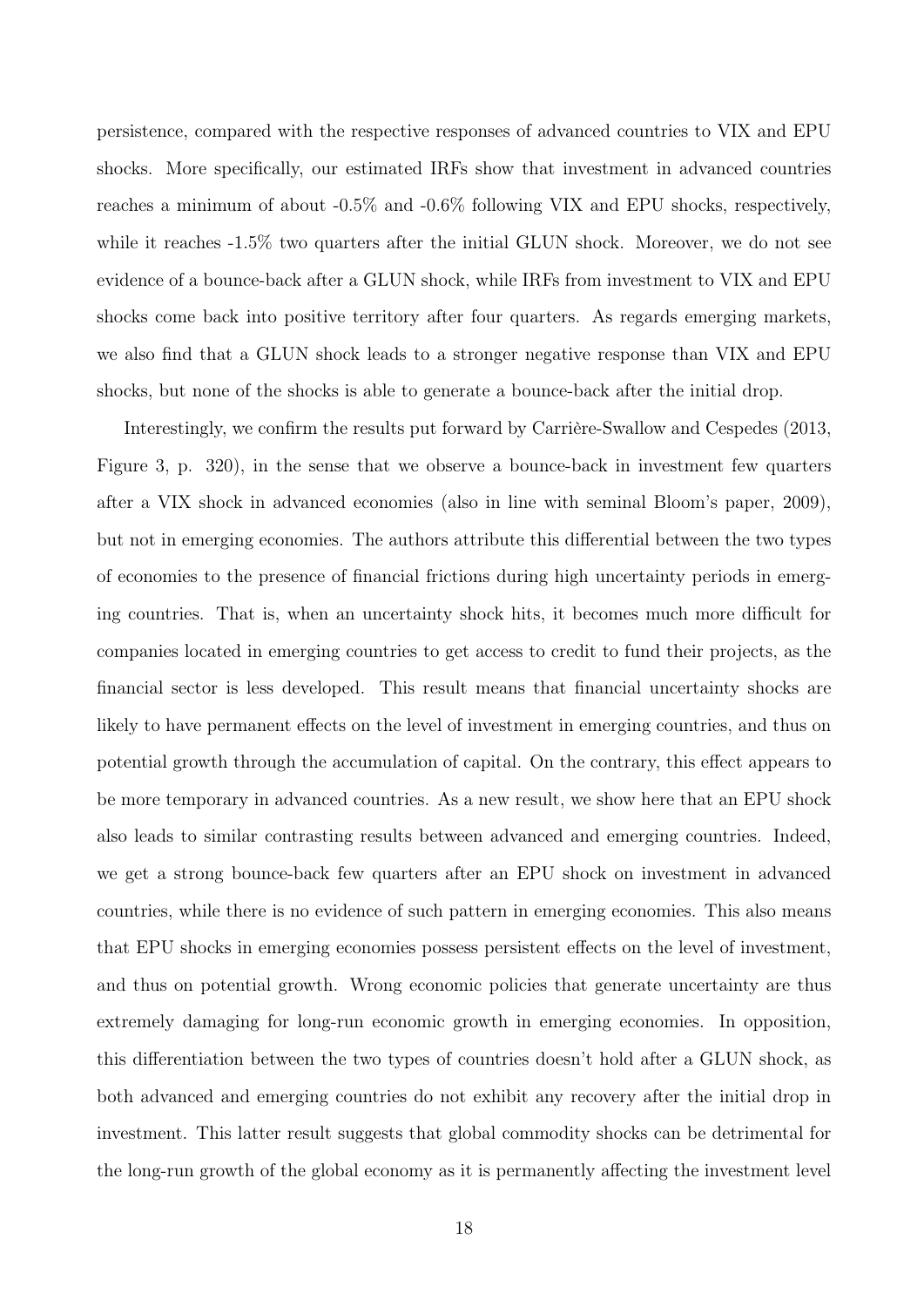persistence, compared with the respective responses of advanced countries to VIX and EPU shocks. More specifically, our estimated IRFs show that investment in advanced countries reaches a minimum of about -0.5% and -0.6% following VIX and EPU shocks, respectively, while it reaches -1.5% two quarters after the initial GLUN shock. Moreover, we do not see evidence of a bounce-back after a GLUN shock, while IRFs from investment to VIX and EPU shocks come back into positive territory after four quarters. As regards emerging markets, we also find that a GLUN shock leads to a stronger negative response than VIX and EPU shocks, but none of the shocks is able to generate a bounce-back after the initial drop.

Interestingly, we confirm the results put forward by Carrière-Swallow and Cespedes (2013, Figure 3, p. 320), in the sense that we observe a bounce-back in investment few quarters after a VIX shock in advanced economies (also in line with seminal Bloom's paper, 2009), but not in emerging economies. The authors attribute this differential between the two types of economies to the presence of financial frictions during high uncertainty periods in emerging countries. That is, when an uncertainty shock hits, it becomes much more difficult for companies located in emerging countries to get access to credit to fund their projects, as the financial sector is less developed. This result means that financial uncertainty shocks are likely to have permanent effects on the level of investment in emerging countries, and thus on potential growth through the accumulation of capital. On the contrary, this effect appears to be more temporary in advanced countries. As a new result, we show here that an EPU shock also leads to similar contrasting results between advanced and emerging countries. Indeed, we get a strong bounce-back few quarters after an EPU shock on investment in advanced countries, while there is no evidence of such pattern in emerging economies. This also means that EPU shocks in emerging economies possess persistent effects on the level of investment, and thus on potential growth. Wrong economic policies that generate uncertainty are thus extremely damaging for long-run economic growth in emerging economies. In opposition, this differentiation between the two types of countries doesn't hold after a GLUN shock, as both advanced and emerging countries do not exhibit any recovery after the initial drop in investment. This latter result suggests that global commodity shocks can be detrimental for the long-run growth of the global economy as it is permanently affecting the investment level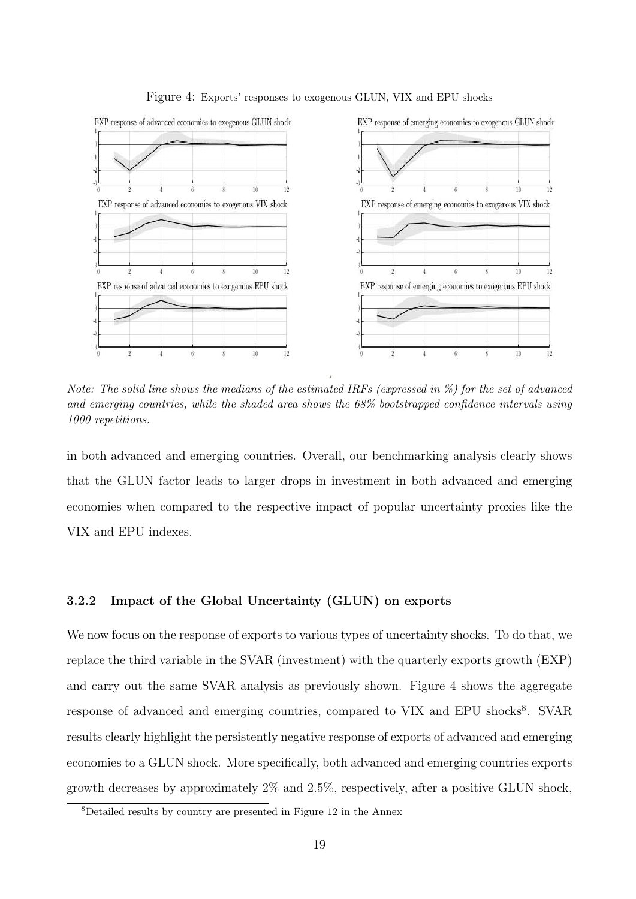Figure 4: Exports' responses to exogenous GLUN, VIX and EPU shocks

*Note: The solid line shows the medians of the estimated IRFs (expressed in %) for the set of advanced and emerging countries, while the shaded area shows the 68% bootstrapped confidence intervals using 1000 repetitions.*

in both advanced and emerging countries. Overall, our benchmarking analysis clearly shows that the GLUN factor leads to larger drops in investment in both advanced and emerging economies when compared to the respective impact of popular uncertainty proxies like the VIX and EPU indexes.

### 3.2.2 Impact of the Global Uncertainty (GLUN) on exports

We now focus on the response of exports to various types of uncertainty shocks. To do that, we replace the third variable in the SVAR (investment) with the quarterly exports growth (EXP) and carry out the same SVAR analysis as previously shown. Figure 4 shows the aggregate response of advanced and emerging countries, compared to VIX and EPU shocks[8]. SVAR results clearly highlight the persistently negative response of exports of advanced and emerging economies to a GLUN shock. More specifically, both advanced and emerging countries exports growth decreases by approximately 2% and 2.5%, respectively, after a positive GLUN shock,

[8]Detailed results by country are presented in Figure 12 in the Annex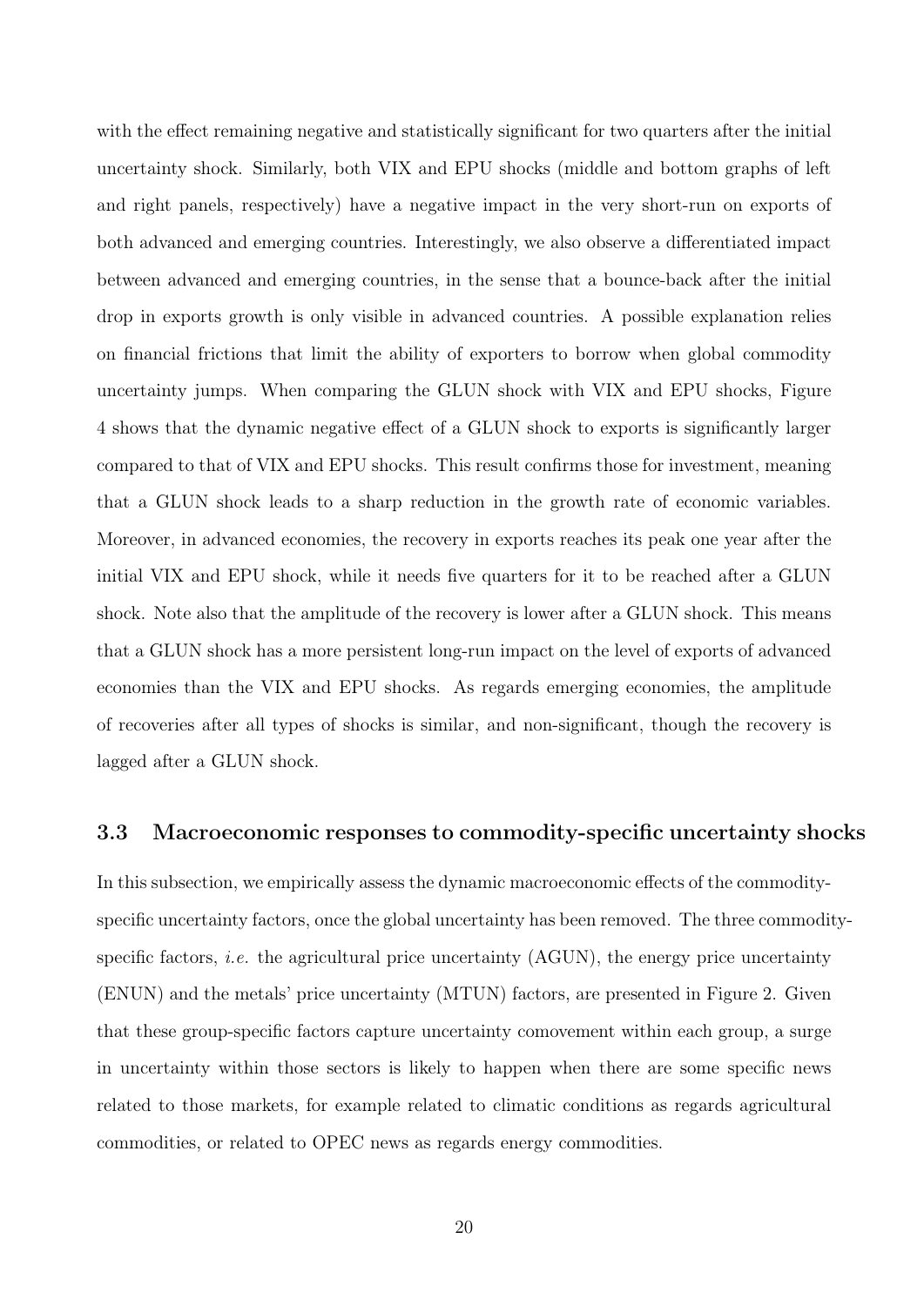with the effect remaining negative and statistically significant for two quarters after the initial uncertainty shock. Similarly, both VIX and EPU shocks (middle and bottom graphs of left and right panels, respectively) have a negative impact in the very short-run on exports of both advanced and emerging countries. Interestingly, we also observe a differentiated impact between advanced and emerging countries, in the sense that a bounce-back after the initial drop in exports growth is only visible in advanced countries. A possible explanation relies on financial frictions that limit the ability of exporters to borrow when global commodity uncertainty jumps. When comparing the GLUN shock with VIX and EPU shocks, Figure 4 shows that the dynamic negative effect of a GLUN shock to exports is significantly larger compared to that of VIX and EPU shocks. This result confirms those for investment, meaning that a GLUN shock leads to a sharp reduction in the growth rate of economic variables. Moreover, in advanced economies, the recovery in exports reaches its peak one year after the initial VIX and EPU shock, while it needs five quarters for it to be reached after a GLUN shock. Note also that the amplitude of the recovery is lower after a GLUN shock. This means that a GLUN shock has a more persistent long-run impact on the level of exports of advanced economies than the VIX and EPU shocks. As regards emerging economies, the amplitude of recoveries after all types of shocks is similar, and non-significant, though the recovery is lagged after a GLUN shock.

### 3.3 Macroeconomic responses to commodity-specific uncertainty shocks

In this subsection, we empirically assess the dynamic macroeconomic effects of the commodity-specific uncertainty factors, once the global uncertainty has been removed. The three commodity-specific factors, *i.e.* the agricultural price uncertainty (AGUN), the energy price uncertainty (ENUN) and the metals' price uncertainty (MTUN) factors, are presented in Figure 2. Given that these group-specific factors capture uncertainty comovement within each group, a surge in uncertainty within those sectors is likely to happen when there are some specific news related to those markets, for example related to climatic conditions as regards agricultural commodities, or related to OPEC news as regards energy commodities.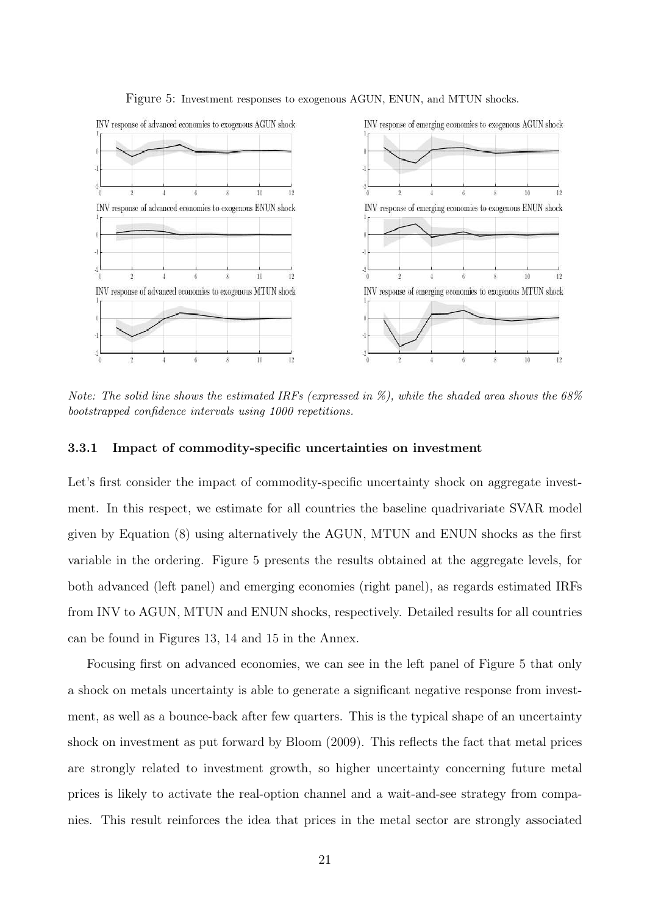Figure 5: Investment responses to exogenous AGUN, ENUN, and MTUN shocks.

*Note: The solid line shows the estimated IRFs (expressed in %), while the shaded area shows the 68% bootstrapped confidence intervals using 1000 repetitions.*

### 3.3.1 Impact of commodity-specific uncertainties on investment

Let's first consider the impact of commodity-specific uncertainty shock on aggregate investment. In this respect, we estimate for all countries the baseline quadrivariate SVAR model given by Equation (8) using alternatively the AGUN, MTUN and ENUN shocks as the first variable in the ordering. Figure 5 presents the results obtained at the aggregate levels, for both advanced (left panel) and emerging economies (right panel), as regards estimated IRFs from INV to AGUN, MTUN and ENUN shocks, respectively. Detailed results for all countries can be found in Figures 13, 14 and 15 in the Annex.

Focusing first on advanced economies, we can see in the left panel of Figure 5 that only a shock on metals uncertainty is able to generate a significant negative response from investment, as well as a bounce-back after few quarters. This is the typical shape of an uncertainty shock on investment as put forward by Bloom (2009). This reflects the fact that metal prices are strongly related to investment growth, so higher uncertainty concerning future metal prices is likely to activate the real-option channel and a wait-and-see strategy from companies. This result reinforces the idea that prices in the metal sector are strongly associated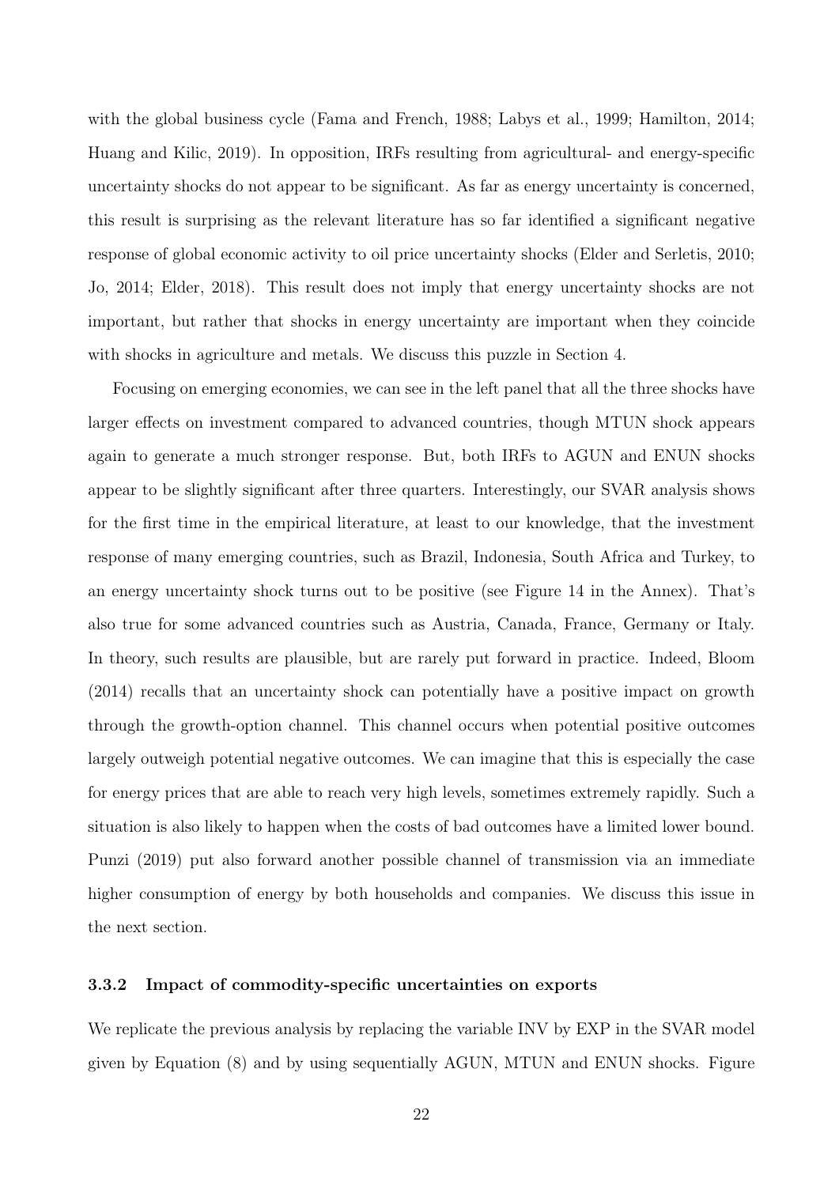with the global business cycle (Fama and French, 1988; Labys et al., 1999; Hamilton, 2014; Huang and Kilic, 2019). In opposition, IRFs resulting from agricultural- and energy-specific uncertainty shocks do not appear to be significant. As far as energy uncertainty is concerned, this result is surprising as the relevant literature has so far identified a significant negative response of global economic activity to oil price uncertainty shocks (Elder and Serletis, 2010; Jo, 2014; Elder, 2018). This result does not imply that energy uncertainty shocks are not important, but rather that shocks in energy uncertainty are important when they coincide with shocks in agriculture and metals. We discuss this puzzle in Section 4.

Focusing on emerging economies, we can see in the left panel that all the three shocks have larger effects on investment compared to advanced countries, though MTUN shock appears again to generate a much stronger response. But, both IRFs to AGUN and ENUN shocks appear to be slightly significant after three quarters. Interestingly, our SVAR analysis shows for the first time in the empirical literature, at least to our knowledge, that the investment response of many emerging countries, such as Brazil, Indonesia, South Africa and Turkey, to an energy uncertainty shock turns out to be positive (see Figure 14 in the Annex). That's also true for some advanced countries such as Austria, Canada, France, Germany or Italy. In theory, such results are plausible, but are rarely put forward in practice. Indeed, Bloom (2014) recalls that an uncertainty shock can potentially have a positive impact on growth through the growth-option channel. This channel occurs when potential positive outcomes largely outweigh potential negative outcomes. We can imagine that this is especially the case for energy prices that are able to reach very high levels, sometimes extremely rapidly. Such a situation is also likely to happen when the costs of bad outcomes have a limited lower bound. Punzi (2019) put also forward another possible channel of transmission via an immediate higher consumption of energy by both households and companies. We discuss this issue in the next section.

### 3.3.2 Impact of commodity-specific uncertainties on exports

We replicate the previous analysis by replacing the variable INV by EXP in the SVAR model given by Equation (8) and by using sequentially AGUN, MTUN and ENUN shocks. Figure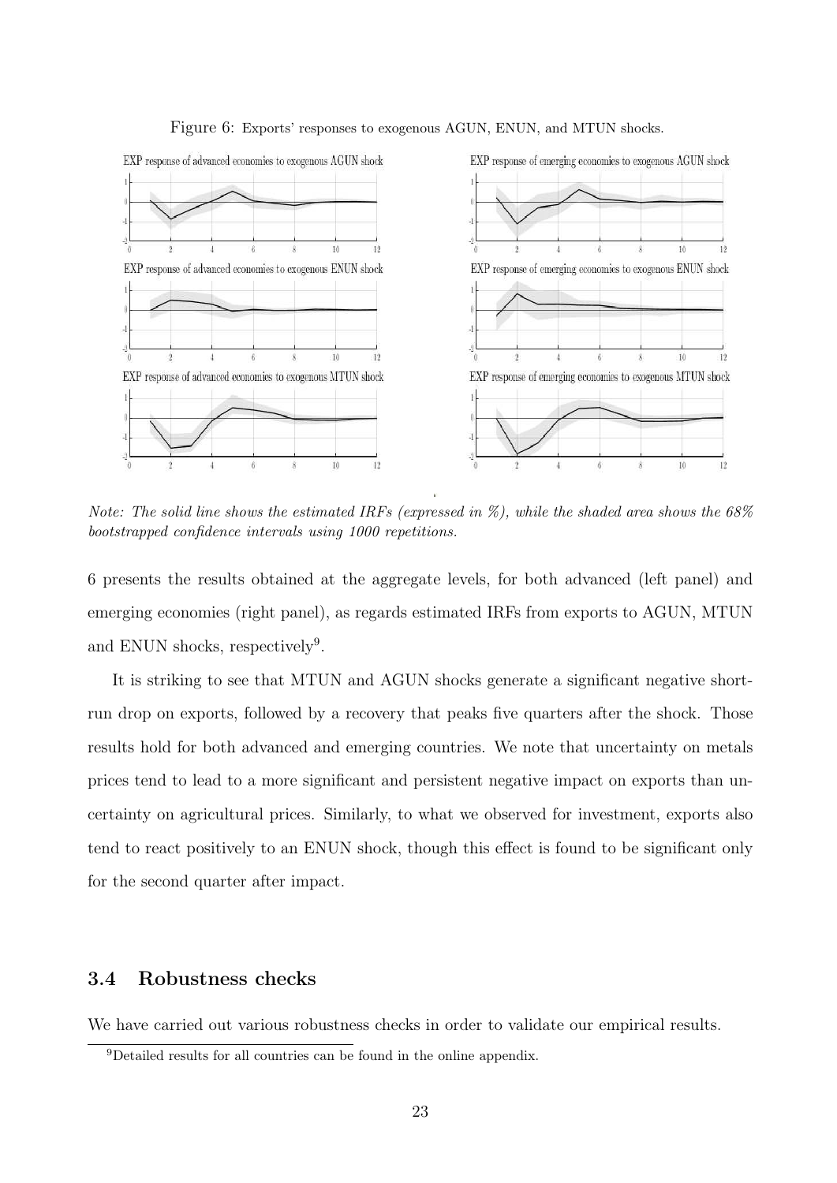Figure 6: Exports' responses to exogenous AGUN, ENUN, and MTUN shocks.

*Note: The solid line shows the estimated IRFs (expressed in %), while the shaded area shows the 68% bootstrapped confidence intervals using 1000 repetitions.*

6 presents the results obtained at the aggregate levels, for both advanced (left panel) and emerging economies (right panel), as regards estimated IRFs from exports to AGUN, MTUN and ENUN shocks, respectively[9].

It is striking to see that MTUN and AGUN shocks generate a significant negative short-run drop on exports, followed by a recovery that peaks five quarters after the shock. Those results hold for both advanced and emerging countries. We note that uncertainty on metals prices tend to lead to a more significant and persistent negative impact on exports than uncertainty on agricultural prices. Similarly, to what we observed for investment, exports also tend to react positively to an ENUN shock, though this effect is found to be significant only for the second quarter after impact.

### 3.4 Robustness checks

We have carried out various robustness checks in order to validate our empirical results.

[9] Detailed results for all countries can be found in the online appendix.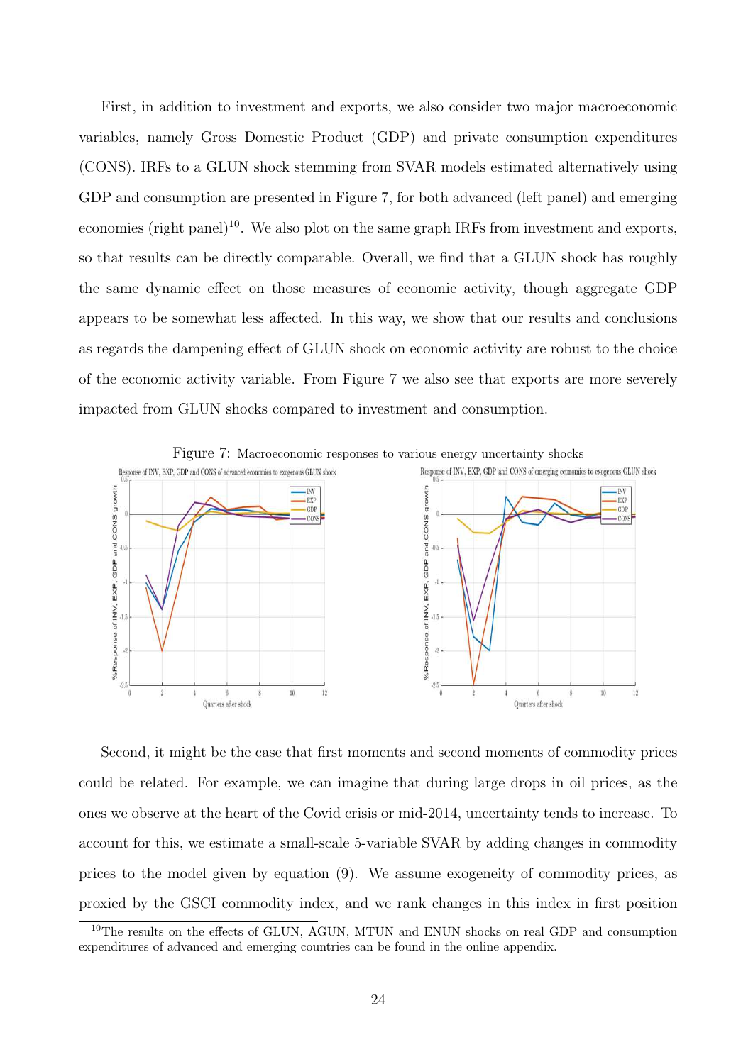First, in addition to investment and exports, we also consider two major macroeconomic variables, namely Gross Domestic Product (GDP) and private consumption expenditures (CONS). IRFs to a GLUN shock stemming from SVAR models estimated alternatively using GDP and consumption are presented in Figure 7, for both advanced (left panel) and emerging economies (right panel)[10]. We also plot on the same graph IRFs from investment and exports, so that results can be directly comparable. Overall, we find that a GLUN shock has roughly the same dynamic effect on those measures of economic activity, though aggregate GDP appears to be somewhat less affected. In this way, we show that our results and conclusions as regards the dampening effect of GLUN shock on economic activity are robust to the choice of the economic activity variable. From Figure 7 we also see that exports are more severely impacted from GLUN shocks compared to investment and consumption.

Figure 7: Macroeconomic responses to various energy uncertainty shocks

Second, it might be the case that first moments and second moments of commodity prices could be related. For example, we can imagine that during large drops in oil prices, as the ones we observe at the heart of the Covid crisis or mid-2014, uncertainty tends to increase. To account for this, we estimate a small-scale 5-variable SVAR by adding changes in commodity prices to the model given by equation (9). We assume exogeneity of commodity prices, as proxied by the GSCI commodity index, and we rank changes in this index in first position

[10]The results on the effects of GLUN, AGUN, MTUN and ENUN shocks on real GDP and consumption expenditures of advanced and emerging countries can be found in the online appendix.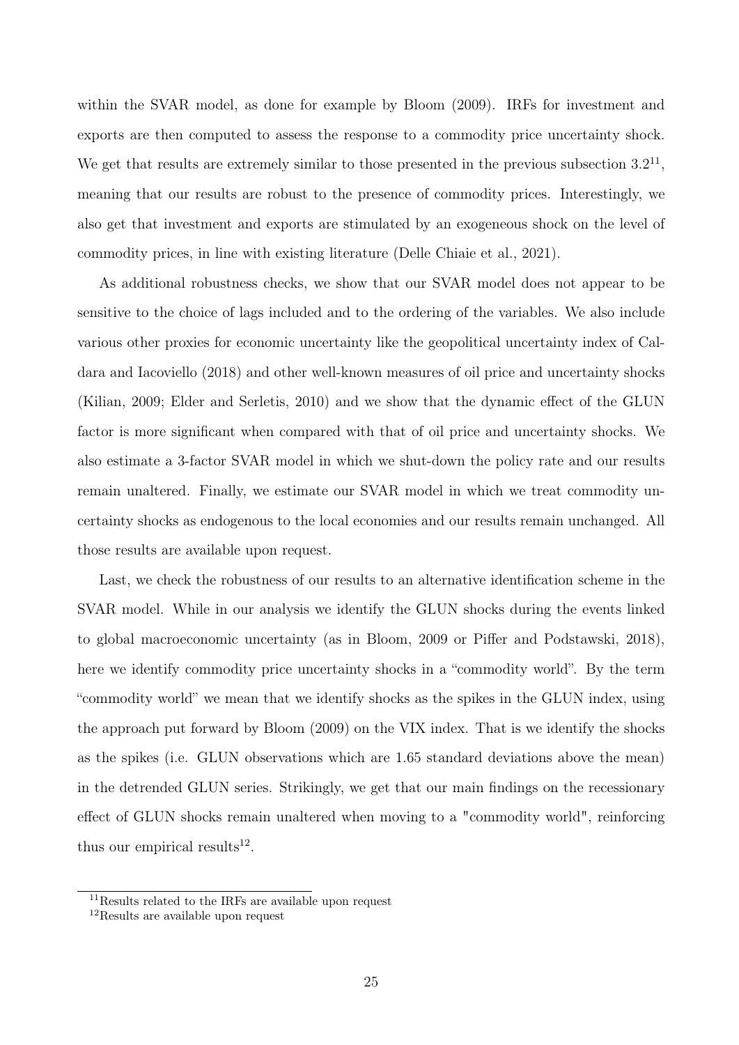within the SVAR model, as done for example by Bloom (2009). IRFs for investment and exports are then computed to assess the response to a commodity price uncertainty shock. We get that results are extremely similar to those presented in the previous subsection 3.2[11], meaning that our results are robust to the presence of commodity prices. Interestingly, we also get that investment and exports are stimulated by an exogeneous shock on the level of commodity prices, in line with existing literature (Delle Chiaie et al., 2021).

As additional robustness checks, we show that our SVAR model does not appear to be sensitive to the choice of lags included and to the ordering of the variables. We also include various other proxies for economic uncertainty like the geopolitical uncertainty index of Caldara and Iacoviello (2018) and other well-known measures of oil price and uncertainty shocks (Kilian, 2009; Elder and Serletis, 2010) and we show that the dynamic effect of the GLUN factor is more significant when compared with that of oil price and uncertainty shocks. We also estimate a 3-factor SVAR model in which we shut-down the policy rate and our results remain unaltered. Finally, we estimate our SVAR model in which we treat commodity uncertainty shocks as endogenous to the local economies and our results remain unchanged. All those results are available upon request.

Last, we check the robustness of our results to an alternative identification scheme in the SVAR model. While in our analysis we identify the GLUN shocks during the events linked to global macroeconomic uncertainty (as in Bloom, 2009 or Piffer and Podstawski, 2018), here we identify commodity price uncertainty shocks in a "commodity world". By the term "commodity world" we mean that we identify shocks as the spikes in the GLUN index, using the approach put forward by Bloom (2009) on the VIX index. That is we identify the shocks as the spikes (i.e. GLUN observations which are 1.65 standard deviations above the mean) in the detrended GLUN series. Strikingly, we get that our main findings on the recessionary effect of GLUN shocks remain unaltered when moving to a "commodity world", reinforcing thus our empirical results[12].

[11] Results related to the IRFs are available upon request

[12] Results are available upon request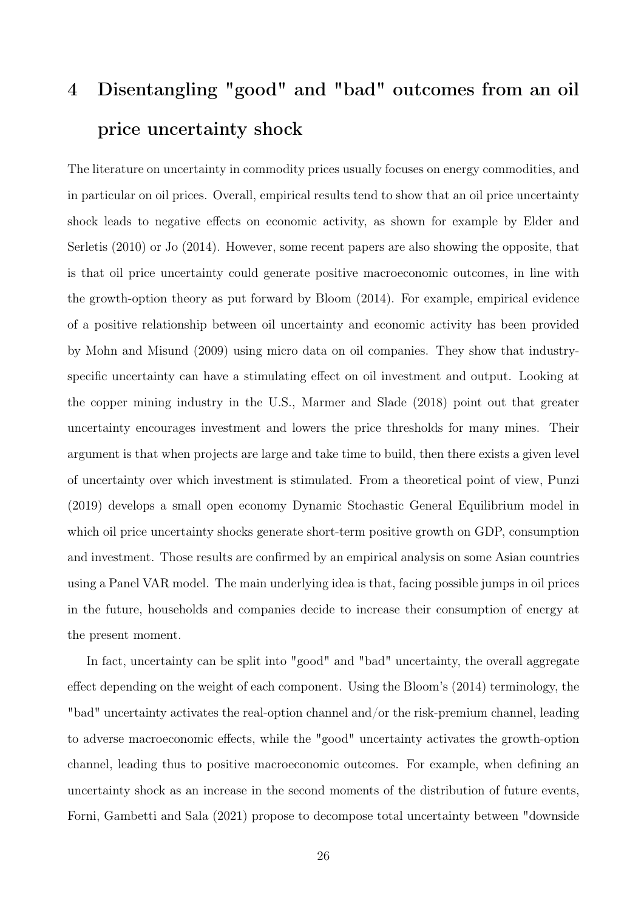# 4 Disentangling "good" and "bad" outcomes from an oil price uncertainty shock

The literature on uncertainty in commodity prices usually focuses on energy commodities, and in particular on oil prices. Overall, empirical results tend to show that an oil price uncertainty shock leads to negative effects on economic activity, as shown for example by Elder and Serletis (2010) or Jo (2014). However, some recent papers are also showing the opposite, that is that oil price uncertainty could generate positive macroeconomic outcomes, in line with the growth-option theory as put forward by Bloom (2014). For example, empirical evidence of a positive relationship between oil uncertainty and economic activity has been provided by Mohn and Misund (2009) using micro data on oil companies. They show that industry-specific uncertainty can have a stimulating effect on oil investment and output. Looking at the copper mining industry in the U.S., Marmer and Slade (2018) point out that greater uncertainty encourages investment and lowers the price thresholds for many mines. Their argument is that when projects are large and take time to build, then there exists a given level of uncertainty over which investment is stimulated. From a theoretical point of view, Punzi (2019) develops a small open economy Dynamic Stochastic General Equilibrium model in which oil price uncertainty shocks generate short-term positive growth on GDP, consumption and investment. Those results are confirmed by an empirical analysis on some Asian countries using a Panel VAR model. The main underlying idea is that, facing possible jumps in oil prices in the future, households and companies decide to increase their consumption of energy at the present moment.

In fact, uncertainty can be split into "good" and "bad" uncertainty, the overall aggregate effect depending on the weight of each component. Using the Bloom's (2014) terminology, the "bad" uncertainty activates the real-option channel and/or the risk-premium channel, leading to adverse macroeconomic effects, while the "good" uncertainty activates the growth-option channel, leading thus to positive macroeconomic outcomes. For example, when defining an uncertainty shock as an increase in the second moments of the distribution of future events, Forni, Gambetti and Sala (2021) propose to decompose total uncertainty between "downside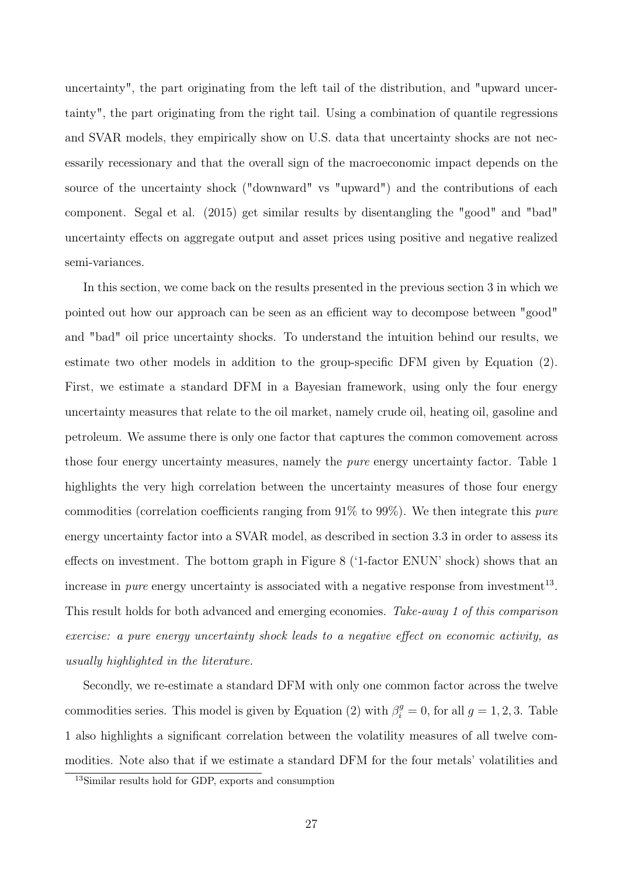uncertainty", the part originating from the left tail of the distribution, and "upward uncertainty", the part originating from the right tail. Using a combination of quantile regressions and SVAR models, they empirically show on U.S. data that uncertainty shocks are not necessarily recessionary and that the overall sign of the macroeconomic impact depends on the source of the uncertainty shock ("downward" vs "upward") and the contributions of each component. Segal et al. (2015) get similar results by disentangling the "good" and "bad" uncertainty effects on aggregate output and asset prices using positive and negative realized semi-variances.

In this section, we come back on the results presented in the previous section 3 in which we pointed out how our approach can be seen as an efficient way to decompose between "good" and "bad" oil price uncertainty shocks. To understand the intuition behind our results, we estimate two other models in addition to the group-specific DFM given by Equation (2). First, we estimate a standard DFM in a Bayesian framework, using only the four energy uncertainty measures that relate to the oil market, namely crude oil, heating oil, gasoline and petroleum. We assume there is only one factor that captures the common comovement across those four energy uncertainty measures, namely the *pure* energy uncertainty factor. Table 1 highlights the very high correlation between the uncertainty measures of those four energy commodities (correlation coefficients ranging from 91% to 99%). We then integrate this *pure* energy uncertainty factor into a SVAR model, as described in section 3.3 in order to assess its effects on investment. The bottom graph in Figure 8 ('1-factor ENUN' shock) shows that an increase in *pure* energy uncertainty is associated with a negative response from investment[13]. This result holds for both advanced and emerging economies. *Take-away 1 of this comparison exercise: a pure energy uncertainty shock leads to a negative effect on economic activity, as usually highlighted in the literature.*

Secondly, we re-estimate a standard DFM with only one common factor across the twelve commodities series. This model is given by Equation (2) with $\beta_i^g = 0$, for all $g = 1, 2, 3$. Table 1 also highlights a significant correlation between the volatility measures of all twelve commodities. Note also that if we estimate a standard DFM for the four metals' volatilities and

[13] Similar results hold for GDP, exports and consumption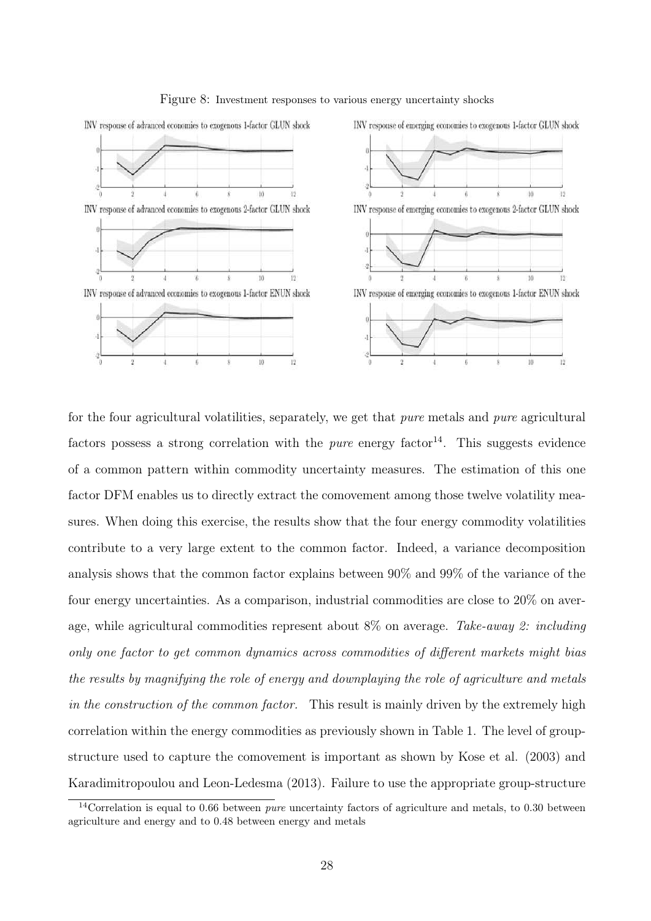Figure 8: Investment responses to various energy uncertainty shocks

for the four agricultural volatilities, separately, we get that *pure* metals and *pure* agricultural factors possess a strong correlation with the *pure* energy factor[14]. This suggests evidence of a common pattern within commodity uncertainty measures. The estimation of this one factor DFM enables us to directly extract the comovement among those twelve volatility measures. When doing this exercise, the results show that the four energy commodity volatilities contribute to a very large extent to the common factor. Indeed, a variance decomposition analysis shows that the common factor explains between 90% and 99% of the variance of the four energy uncertainties. As a comparison, industrial commodities are close to 20% on average, while agricultural commodities represent about 8% on average. *Take-away 2: including only one factor to get common dynamics across commodities of different markets might bias the results by magnifying the role of energy and downplaying the role of agriculture and metals in the construction of the common factor.* This result is mainly driven by the extremely high correlation within the energy commodities as previously shown in Table 1. The level of group-structure used to capture the comovement is important as shown by Kose et al. (2003) and Karadimitropoulou and Leon-Ledesma (2013). Failure to use the appropriate group-structure

[14] Correlation is equal to 0.66 between *pure* uncertainty factors of agriculture and metals, to 0.30 between agriculture and energy and to 0.48 between energy and metals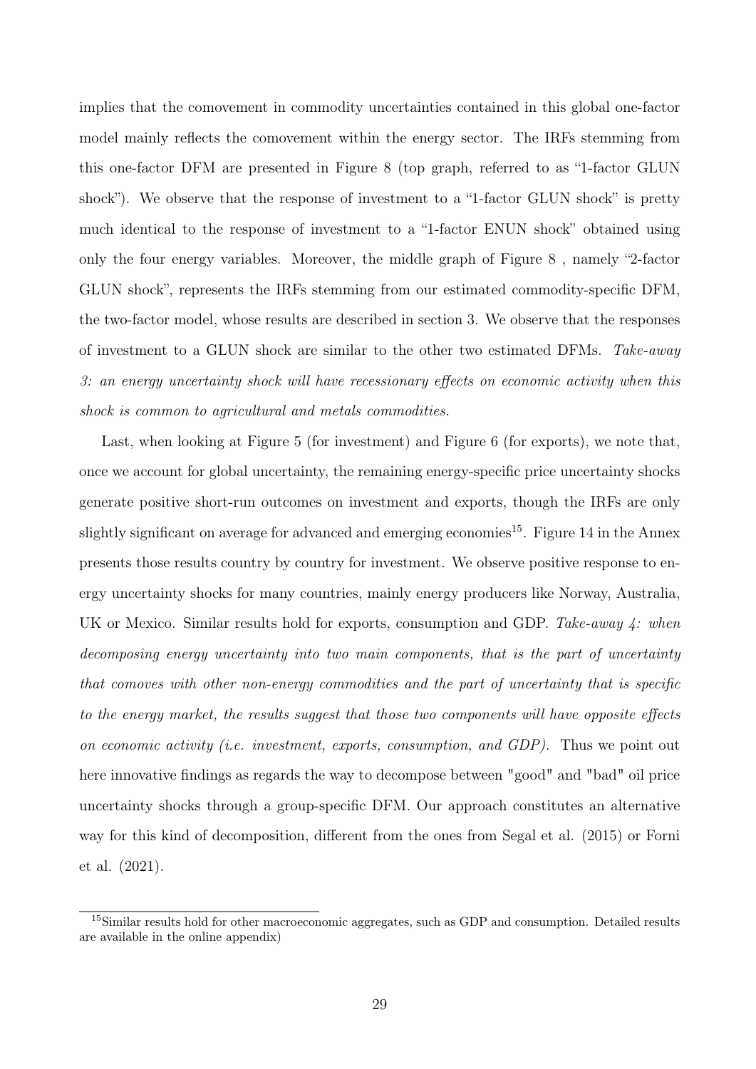implies that the comovement in commodity uncertainties contained in this global one-factor model mainly reflects the comovement within the energy sector. The IRFs stemming from this one-factor DFM are presented in Figure 8 (top graph, referred to as "1-factor GLUN shock"). We observe that the response of investment to a "1-factor GLUN shock" is pretty much identical to the response of investment to a "1-factor ENUN shock" obtained using only the four energy variables. Moreover, the middle graph of Figure 8 , namely "2-factor GLUN shock", represents the IRFs stemming from our estimated commodity-specific DFM, the two-factor model, whose results are described in section 3. We observe that the responses of investment to a GLUN shock are similar to the other two estimated DFMs. *Take-away 3: an energy uncertainty shock will have recessionary effects on economic activity when this shock is common to agricultural and metals commodities.*

Last, when looking at Figure 5 (for investment) and Figure 6 (for exports), we note that, once we account for global uncertainty, the remaining energy-specific price uncertainty shocks generate positive short-run outcomes on investment and exports, though the IRFs are only slightly significant on average for advanced and emerging economies[15]. Figure 14 in the Annex presents those results country by country for investment. We observe positive response to energy uncertainty shocks for many countries, mainly energy producers like Norway, Australia, UK or Mexico. Similar results hold for exports, consumption and GDP. *Take-away 4: when decomposing energy uncertainty into two main components, that is the part of uncertainty that comoves with other non-energy commodities and the part of uncertainty that is specific to the energy market, the results suggest that those two components will have opposite effects on economic activity (i.e. investment, exports, consumption, and GDP).* Thus we point out here innovative findings as regards the way to decompose between "good" and "bad" oil price uncertainty shocks through a group-specific DFM. Our approach constitutes an alternative way for this kind of decomposition, different from the ones from Segal et al. (2015) or Forni et al. (2021).

[15] Similar results hold for other macroeconomic aggregates, such as GDP and consumption. Detailed results are available in the online appendix)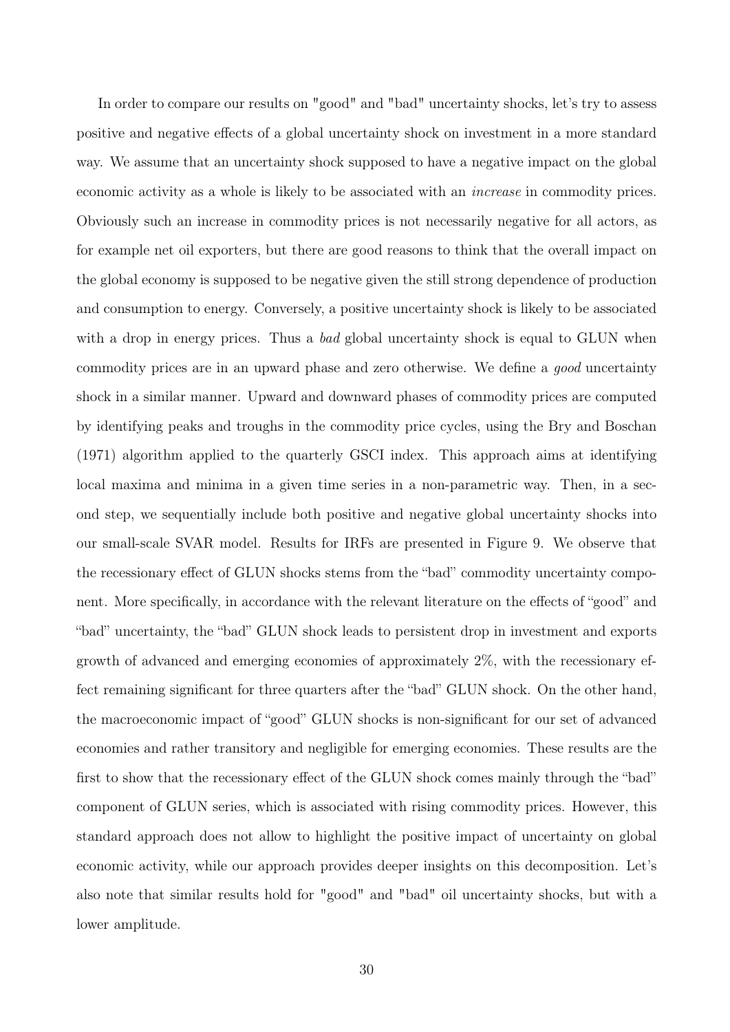In order to compare our results on "good" and "bad" uncertainty shocks, let's try to assess positive and negative effects of a global uncertainty shock on investment in a more standard way. We assume that an uncertainty shock supposed to have a negative impact on the global economic activity as a whole is likely to be associated with an *increase* in commodity prices. Obviously such an increase in commodity prices is not necessarily negative for all actors, as for example net oil exporters, but there are good reasons to think that the overall impact on the global economy is supposed to be negative given the still strong dependence of production and consumption to energy. Conversely, a positive uncertainty shock is likely to be associated with a drop in energy prices. Thus a *bad* global uncertainty shock is equal to GLUN when commodity prices are in an upward phase and zero otherwise. We define a *good* uncertainty shock in a similar manner. Upward and downward phases of commodity prices are computed by identifying peaks and troughs in the commodity price cycles, using the Bry and Boschan (1971) algorithm applied to the quarterly GSCI index. This approach aims at identifying local maxima and minima in a given time series in a non-parametric way. Then, in a second step, we sequentially include both positive and negative global uncertainty shocks into our small-scale SVAR model. Results for IRFs are presented in Figure 9. We observe that the recessionary effect of GLUN shocks stems from the "bad" commodity uncertainty component. More specifically, in accordance with the relevant literature on the effects of "good" and "bad" uncertainty, the "bad" GLUN shock leads to persistent drop in investment and exports growth of advanced and emerging economies of approximately 2%, with the recessionary effect remaining significant for three quarters after the "bad" GLUN shock. On the other hand, the macroeconomic impact of "good" GLUN shocks is non-significant for our set of advanced economies and rather transitory and negligible for emerging economies. These results are the first to show that the recessionary effect of the GLUN shock comes mainly through the "bad" component of GLUN series, which is associated with rising commodity prices. However, this standard approach does not allow to highlight the positive impact of uncertainty on global economic activity, while our approach provides deeper insights on this decomposition. Let's also note that similar results hold for "good" and "bad" oil uncertainty shocks, but with a lower amplitude.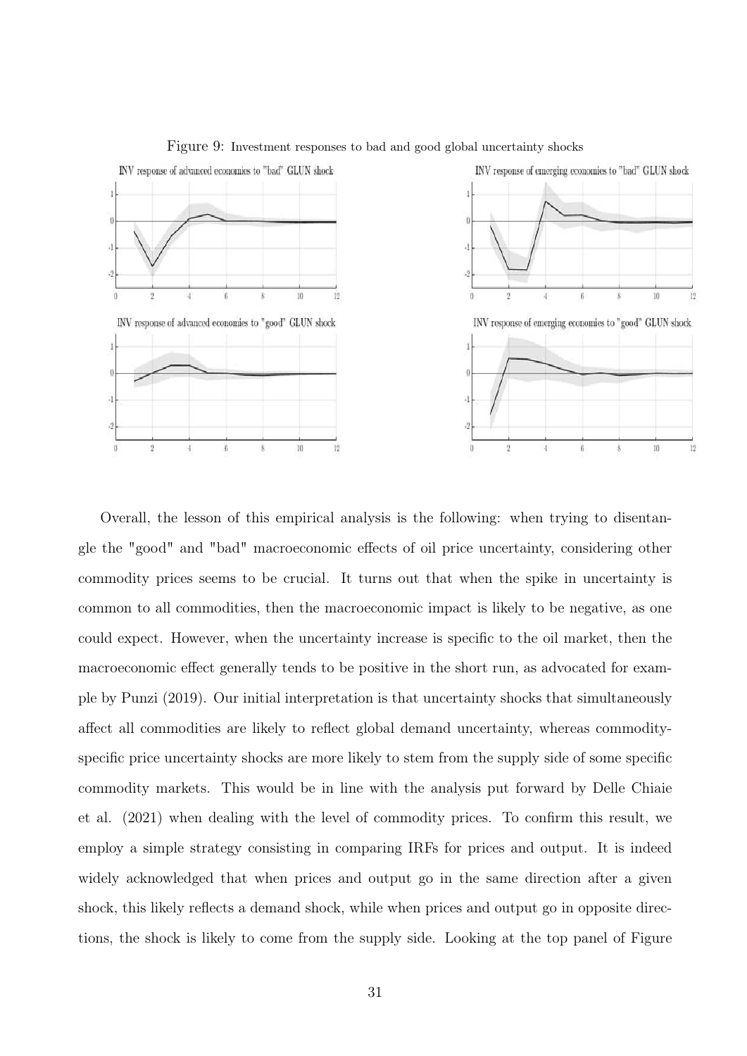Figure 9: Investment responses to bad and good global uncertainty shocks

Overall, the lesson of this empirical analysis is the following: when trying to disentangle the "good" and "bad" macroeconomic effects of oil price uncertainty, considering other commodity prices seems to be crucial. It turns out that when the spike in uncertainty is common to all commodities, then the macroeconomic impact is likely to be negative, as one could expect. However, when the uncertainty increase is specific to the oil market, then the macroeconomic effect generally tends to be positive in the short run, as advocated for example by Punzi (2019). Our initial interpretation is that uncertainty shocks that simultaneously affect all commodities are likely to reflect global demand uncertainty, whereas commodity-specific price uncertainty shocks are more likely to stem from the supply side of some specific commodity markets. This would be in line with the analysis put forward by Delle Chiaie et al. (2021) when dealing with the level of commodity prices. To confirm this result, we employ a simple strategy consisting in comparing IRFs for prices and output. It is indeed widely acknowledged that when prices and output go in the same direction after a given shock, this likely reflects a demand shock, while when prices and output go in opposite directions, the shock is likely to come from the supply side. Looking at the top panel of Figure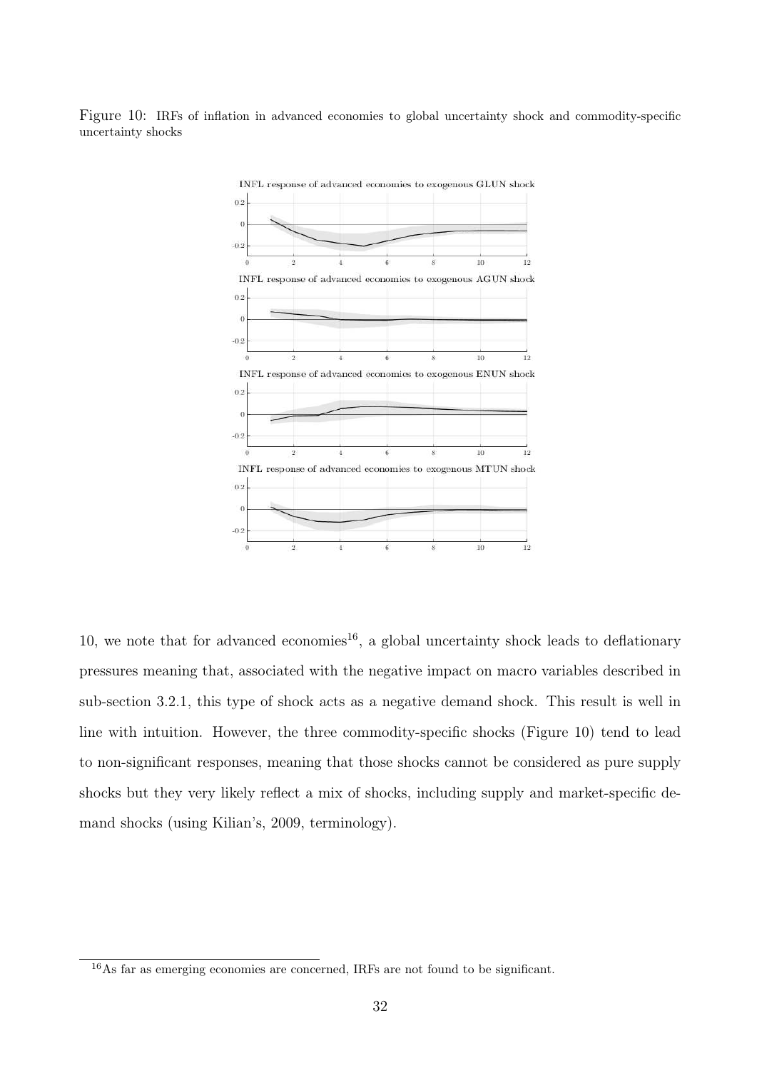Figure 10: IRFs of inflation in advanced economies to global uncertainty shock and commodity-specific uncertainty shocks

10, we note that for advanced economies[16], a global uncertainty shock leads to deflationary pressures meaning that, associated with the negative impact on macro variables described in sub-section 3.2.1, this type of shock acts as a negative demand shock. This result is well in line with intuition. However, the three commodity-specific shocks (Figure 10) tend to lead to non-significant responses, meaning that those shocks cannot be considered as pure supply shocks but they very likely reflect a mix of shocks, including supply and market-specific demand shocks (using Kilian's, 2009, terminology).

[16] As far as emerging economies are concerned, IRFs are not found to be significant.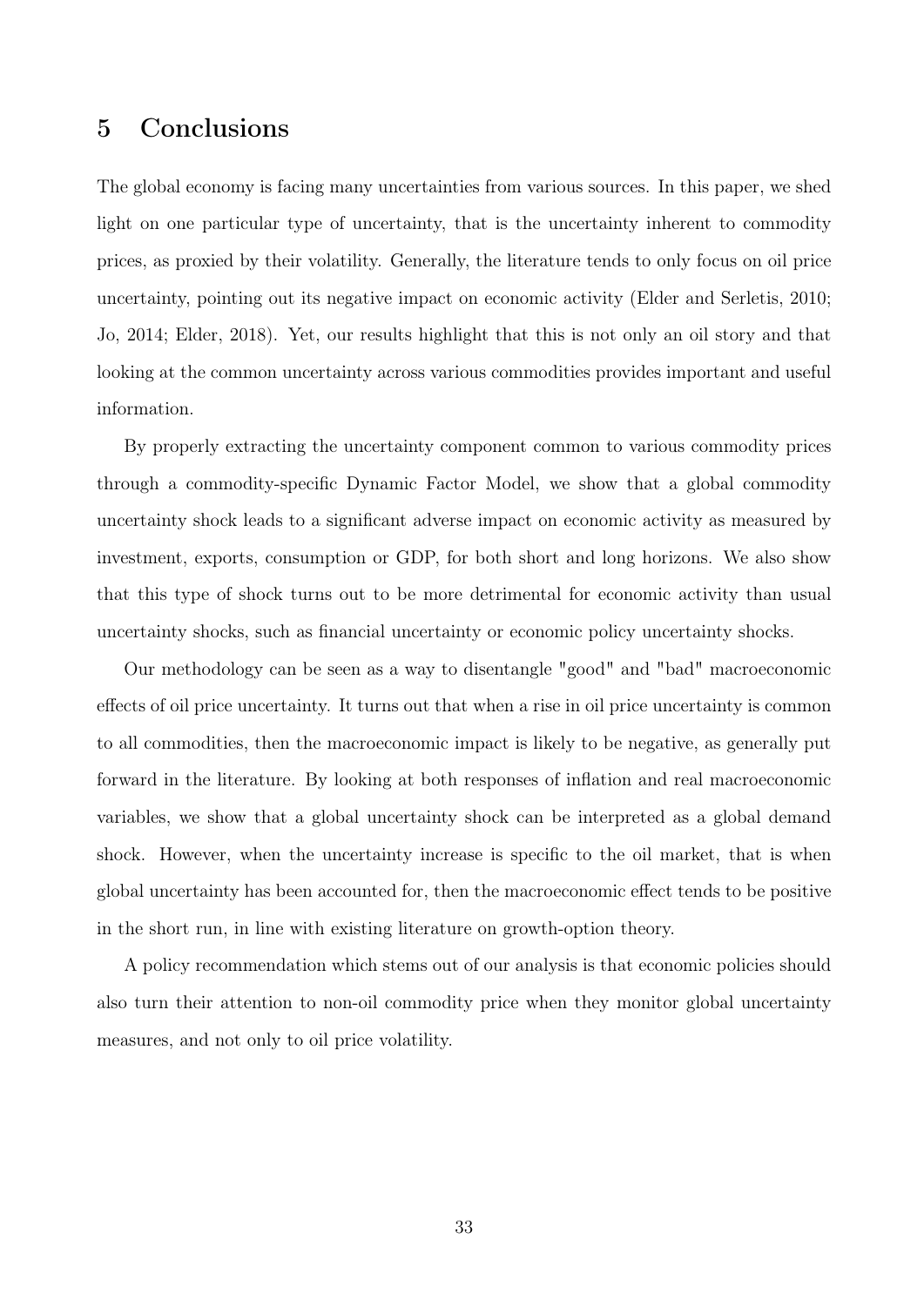## 5 Conclusions

The global economy is facing many uncertainties from various sources. In this paper, we shed light on one particular type of uncertainty, that is the uncertainty inherent to commodity prices, as proxied by their volatility. Generally, the literature tends to only focus on oil price uncertainty, pointing out its negative impact on economic activity (Elder and Serletis, 2010; Jo, 2014; Elder, 2018). Yet, our results highlight that this is not only an oil story and that looking at the common uncertainty across various commodities provides important and useful information.

By properly extracting the uncertainty component common to various commodity prices through a commodity-specific Dynamic Factor Model, we show that a global commodity uncertainty shock leads to a significant adverse impact on economic activity as measured by investment, exports, consumption or GDP, for both short and long horizons. We also show that this type of shock turns out to be more detrimental for economic activity than usual uncertainty shocks, such as financial uncertainty or economic policy uncertainty shocks.

Our methodology can be seen as a way to disentangle "good" and "bad" macroeconomic effects of oil price uncertainty. It turns out that when a rise in oil price uncertainty is common to all commodities, then the macroeconomic impact is likely to be negative, as generally put forward in the literature. By looking at both responses of inflation and real macroeconomic variables, we show that a global uncertainty shock can be interpreted as a global demand shock. However, when the uncertainty increase is specific to the oil market, that is when global uncertainty has been accounted for, then the macroeconomic effect tends to be positive in the short run, in line with existing literature on growth-option theory.

A policy recommendation which stems out of our analysis is that economic policies should also turn their attention to non-oil commodity price when they monitor global uncertainty measures, and not only to oil price volatility.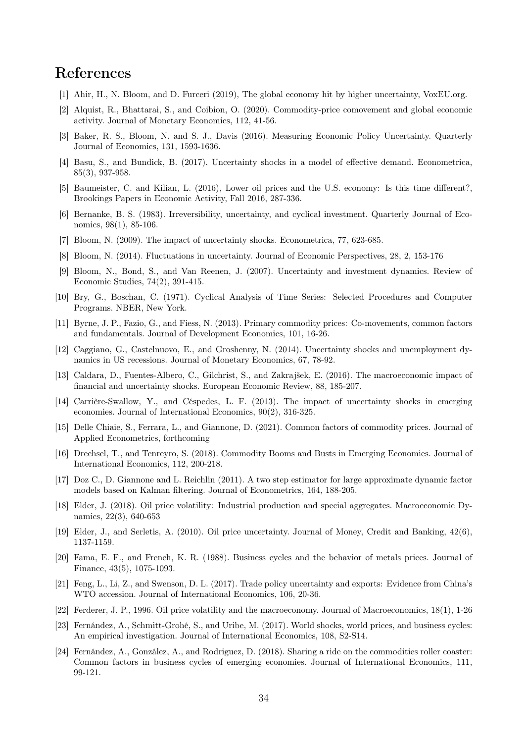# References

[1] Ahir, H., N. Bloom, and D. Furceri (2019), The global economy hit by higher uncertainty, VoxEU.org.

[2] Alquist, R., Bhattarai, S., and Coibion, O. (2020). Commodity-price comovement and global economic activity. Journal of Monetary Economics, 112, 41-56.

[3] Baker, R. S., Bloom, N. and S. J., Davis (2016). Measuring Economic Policy Uncertainty. Quarterly Journal of Economics, 131, 1593-1636.

[4] Basu, S., and Bundick, B. (2017). Uncertainty shocks in a model of effective demand. Econometrica, 85(3), 937-958.

[5] Baumeister, C. and Kilian, L. (2016), Lower oil prices and the U.S. economy: Is this time different?, Brookings Papers in Economic Activity, Fall 2016, 287-336.

[6] Bernanke, B. S. (1983). Irreversibility, uncertainty, and cyclical investment. Quarterly Journal of Economics, 98(1), 85-106.

[7] Bloom, N. (2009). The impact of uncertainty shocks. Econometrica, 77, 623-685.

[8] Bloom, N. (2014). Fluctuations in uncertainty. Journal of Economic Perspectives, 28, 2, 153-176

[9] Bloom, N., Bond, S., and Van Reenen, J. (2007). Uncertainty and investment dynamics. Review of Economic Studies, 74(2), 391-415.

[10] Bry, G., Boschan, C. (1971). Cyclical Analysis of Time Series: Selected Procedures and Computer Programs. NBER, New York.

[11] Byrne, J. P., Fazio, G., and Fiess, N. (2013). Primary commodity prices: Co-movements, common factors and fundamentals. Journal of Development Economics, 101, 16-26.

[12] Caggiano, G., Castelnuovo, E., and Groshenny, N. (2014). Uncertainty shocks and unemployment dynamics in US recessions. Journal of Monetary Economics, 67, 78-92.

[13] Caldara, D., Fuentes-Albero, C., Gilchrist, S., and Zakrajšek, E. (2016). The macroeconomic impact of financial and uncertainty shocks. European Economic Review, 88, 185-207.

[14] Carrière-Swallow, Y., and Céspedes, L. F. (2013). The impact of uncertainty shocks in emerging economies. Journal of International Economics, 90(2), 316-325.

[15] Delle Chiaie, S., Ferrara, L., and Giannone, D. (2021). Common factors of commodity prices. Journal of Applied Econometrics, forthcoming

[16] Drechsel, T., and Tenreyro, S. (2018). Commodity Booms and Busts in Emerging Economies. Journal of International Economics, 112, 200-218.

[17] Doz C., D. Giannone and L. Reichlin (2011). A two step estimator for large approximate dynamic factor models based on Kalman filtering. Journal of Econometrics, 164, 188-205.

[18] Elder, J. (2018). Oil price volatility: Industrial production and special aggregates. Macroeconomic Dynamics, 22(3), 640-653

[19] Elder, J., and Serletis, A. (2010). Oil price uncertainty. Journal of Money, Credit and Banking, 42(6), 1137-1159.

[20] Fama, E. F., and French, K. R. (1988). Business cycles and the behavior of metals prices. Journal of Finance, 43(5), 1075-1093.

[21] Feng, L., Li, Z., and Swenson, D. L. (2017). Trade policy uncertainty and exports: Evidence from China's WTO accession. Journal of International Economics, 106, 20-36.

[22] Ferderer, J. P., 1996. Oil price volatility and the macroeconomy. Journal of Macroeconomics, 18(1), 1-26

[23] Fernández, A., Schmitt-Grohé, S., and Uribe, M. (2017). World shocks, world prices, and business cycles: An empirical investigation. Journal of International Economics, 108, S2-S14.

[24] Fernández, A., González, A., and Rodriguez, D. (2018). Sharing a ride on the commodities roller coaster: Common factors in business cycles of emerging economies. Journal of International Economics, 111, 99-121.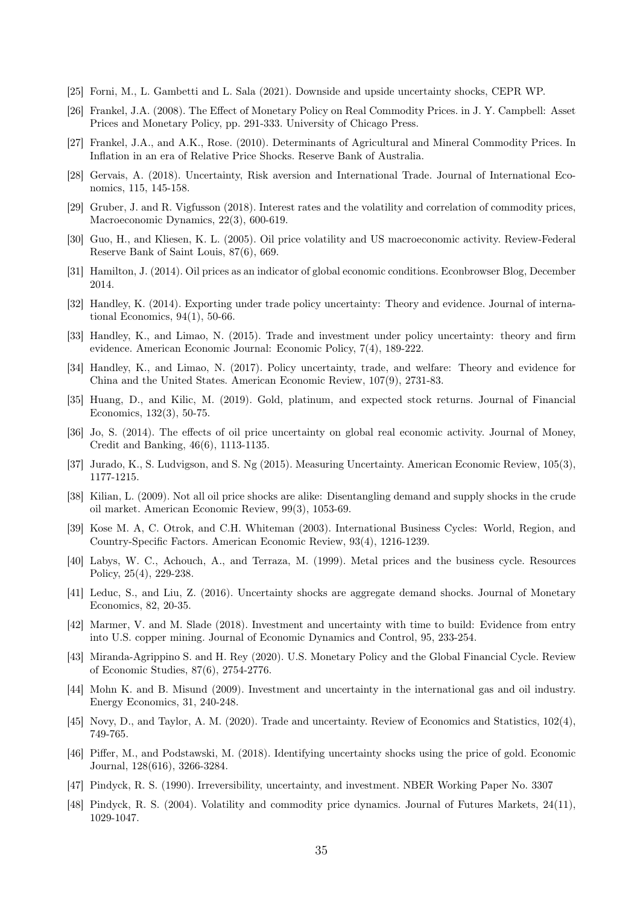[25] Forni, M., L. Gambetti and L. Sala (2021). Downside and upside uncertainty shocks, CEPR WP.

[26] Frankel, J.A. (2008). The Effect of Monetary Policy on Real Commodity Prices. in J. Y. Campbell: Asset Prices and Monetary Policy, pp. 291-333. University of Chicago Press.

[27] Frankel, J.A., and A.K., Rose. (2010). Determinants of Agricultural and Mineral Commodity Prices. In Inflation in an era of Relative Price Shocks. Reserve Bank of Australia.

[28] Gervais, A. (2018). Uncertainty, Risk aversion and International Trade. Journal of International Economics, 115, 145-158.

[29] Gruber, J. and R. Vigfusson (2018). Interest rates and the volatility and correlation of commodity prices, Macroeconomic Dynamics, 22(3), 600-619.

[30] Guo, H., and Kliesen, K. L. (2005). Oil price volatility and US macroeconomic activity. Review-Federal Reserve Bank of Saint Louis, 87(6), 669.

[31] Hamilton, J. (2014). Oil prices as an indicator of global economic conditions. Econbrowser Blog, December 2014.

[32] Handley, K. (2014). Exporting under trade policy uncertainty: Theory and evidence. Journal of international Economics, 94(1), 50-66.

[33] Handley, K., and Limao, N. (2015). Trade and investment under policy uncertainty: theory and firm evidence. American Economic Journal: Economic Policy, 7(4), 189-222.

[34] Handley, K., and Limao, N. (2017). Policy uncertainty, trade, and welfare: Theory and evidence for China and the United States. American Economic Review, 107(9), 2731-83.

[35] Huang, D., and Kilic, M. (2019). Gold, platinum, and expected stock returns. Journal of Financial Economics, 132(3), 50-75.

[36] Jo, S. (2014). The effects of oil price uncertainty on global real economic activity. Journal of Money, Credit and Banking, 46(6), 1113-1135.

[37] Jurado, K., S. Ludvigson, and S. Ng (2015). Measuring Uncertainty. American Economic Review, 105(3), 1177-1215.

[38] Kilian, L. (2009). Not all oil price shocks are alike: Disentangling demand and supply shocks in the crude oil market. American Economic Review, 99(3), 1053-69.

[39] Kose M. A, C. Otrok, and C.H. Whiteman (2003). International Business Cycles: World, Region, and Country-Specific Factors. American Economic Review, 93(4), 1216-1239.

[40] Labys, W. C., Achouch, A., and Terraza, M. (1999). Metal prices and the business cycle. Resources Policy, 25(4), 229-238.

[41] Leduc, S., and Liu, Z. (2016). Uncertainty shocks are aggregate demand shocks. Journal of Monetary Economics, 82, 20-35.

[42] Marmer, V. and M. Slade (2018). Investment and uncertainty with time to build: Evidence from entry into U.S. copper mining. Journal of Economic Dynamics and Control, 95, 233-254.

[43] Miranda-Agrippino S. and H. Rey (2020). U.S. Monetary Policy and the Global Financial Cycle. Review of Economic Studies, 87(6), 2754-2776.

[44] Mohn K. and B. Misund (2009). Investment and uncertainty in the international gas and oil industry. Energy Economics, 31, 240-248.

[45] Novy, D., and Taylor, A. M. (2020). Trade and uncertainty. Review of Economics and Statistics, 102(4), 749-765.

[46] Piffer, M., and Podstawski, M. (2018). Identifying uncertainty shocks using the price of gold. Economic Journal, 128(616), 3266-3284.

[47] Pindyck, R. S. (1990). Irreversibility, uncertainty, and investment. NBER Working Paper No. 3307

[48] Pindyck, R. S. (2004). Volatility and commodity price dynamics. Journal of Futures Markets, 24(11), 1029-1047.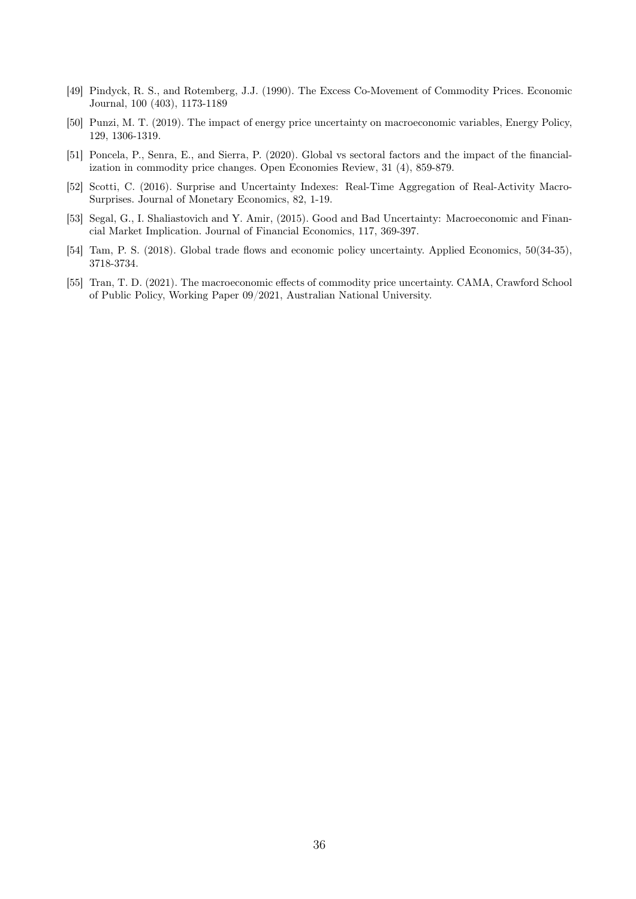[49] Pindyck, R. S., and Rotemberg, J.J. (1990). The Excess Co-Movement of Commodity Prices. Economic Journal, 100 (403), 1173-1189

[50] Punzi, M. T. (2019). The impact of energy price uncertainty on macroeconomic variables, Energy Policy, 129, 1306-1319.

[51] Poncela, P., Senra, E., and Sierra, P. (2020). Global vs sectoral factors and the impact of the financialization in commodity price changes. Open Economies Review, 31 (4), 859-879.

[52] Scotti, C. (2016). Surprise and Uncertainty Indexes: Real-Time Aggregation of Real-Activity Macro-Surprises. Journal of Monetary Economics, 82, 1-19.

[53] Segal, G., I. Shaliastovich and Y. Amir, (2015). Good and Bad Uncertainty: Macroeconomic and Financial Market Implication. Journal of Financial Economics, 117, 369-397.

[54] Tam, P. S. (2018). Global trade flows and economic policy uncertainty. Applied Economics, 50(34-35), 3718-3734.

[55] Tran, T. D. (2021). The macroeconomic effects of commodity price uncertainty. CAMA, Crawford School of Public Policy, Working Paper 09/2021, Australian National University.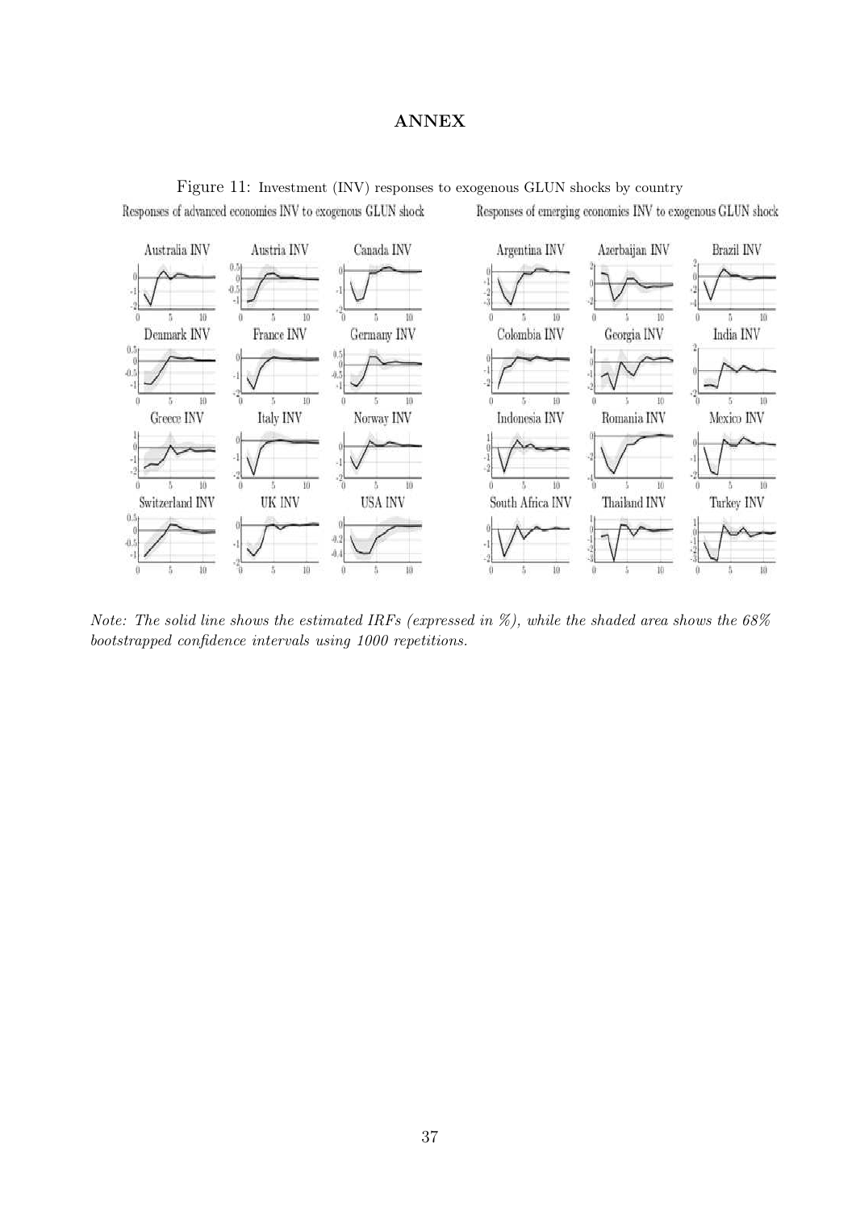# ANNEX

Figure 11: Investment (INV) responses to exogenous GLUN shocks by country

*Note: The solid line shows the estimated IRFs (expressed in %), while the shaded area shows the 68% bootstrapped confidence intervals using 1000 repetitions.*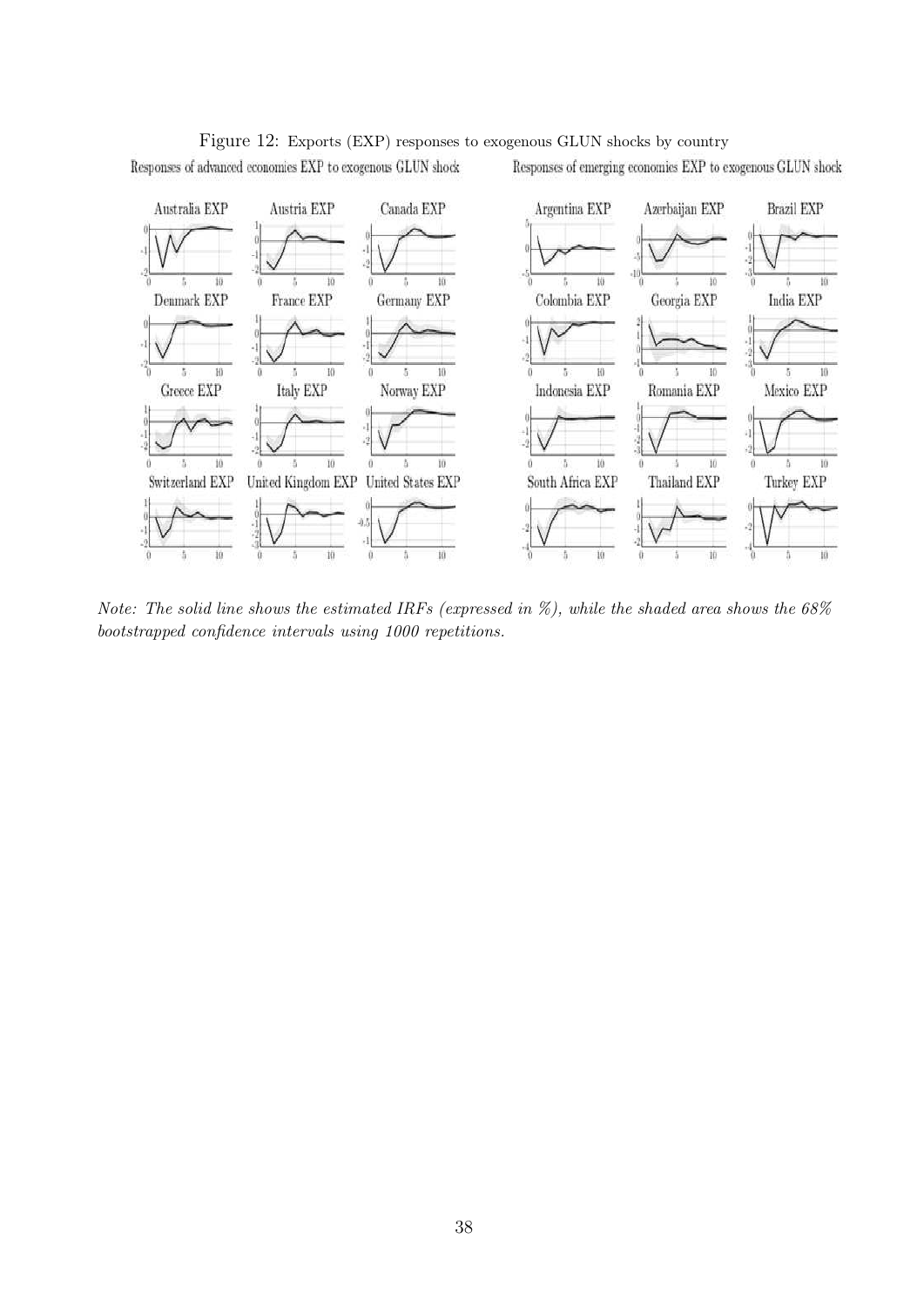Figure 12: Exports (EXP) responses to exogenous GLUN shocks by country

Responses of advanced economies EXP to exogenous GLUN shock

Responses of emerging economies EXP to exogenous GLUN shock

*Note: The solid line shows the estimated IRFs (expressed in %), while the shaded area shows the 68% bootstrapped confidence intervals using 1000 repetitions.*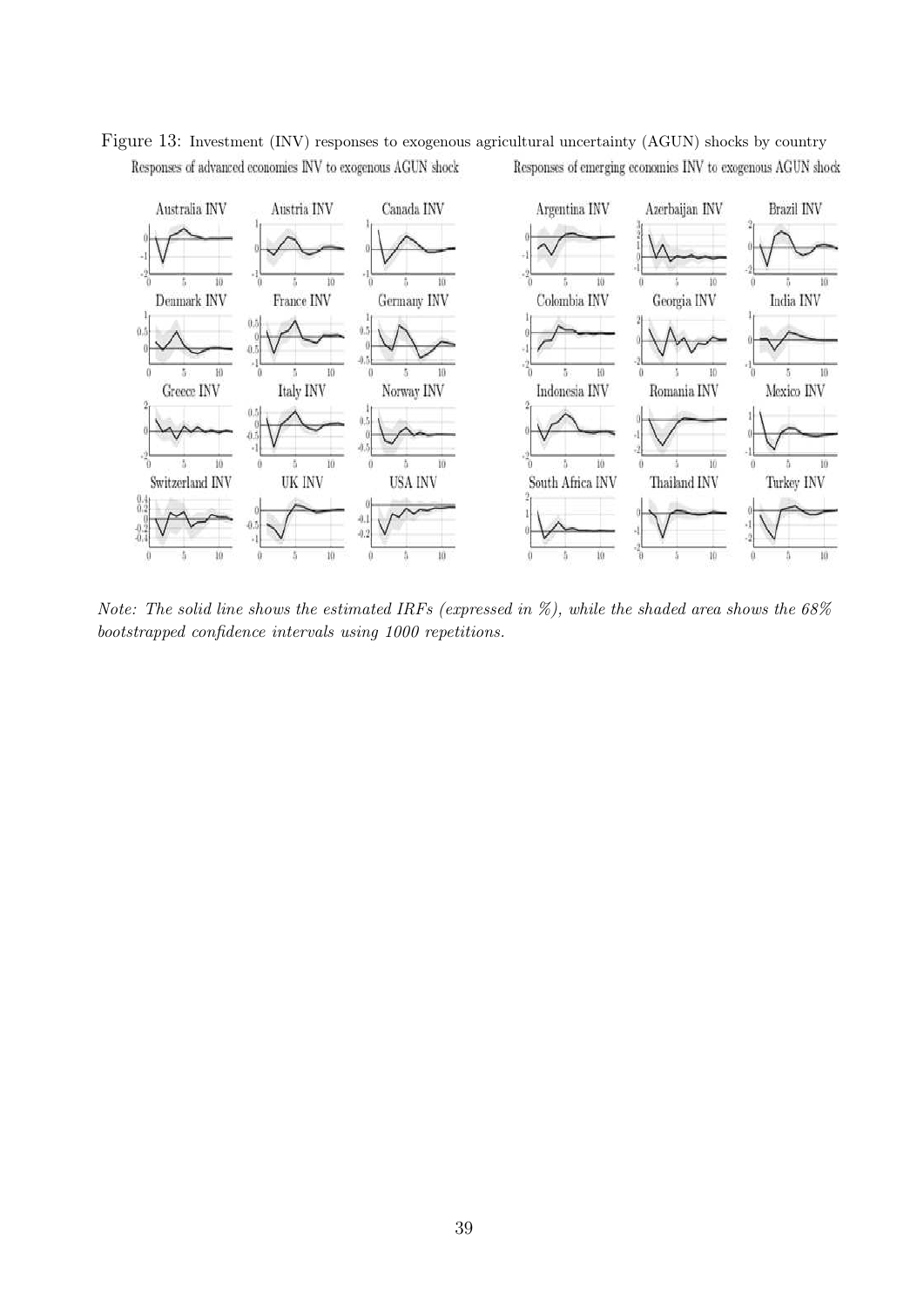Figure 13: Investment (INV) responses to exogenous agricultural uncertainty (AGUN) shocks by country

*Note: The solid line shows the estimated IRFs (expressed in %), while the shaded area shows the 68% bootstrapped confidence intervals using 1000 repetitions.*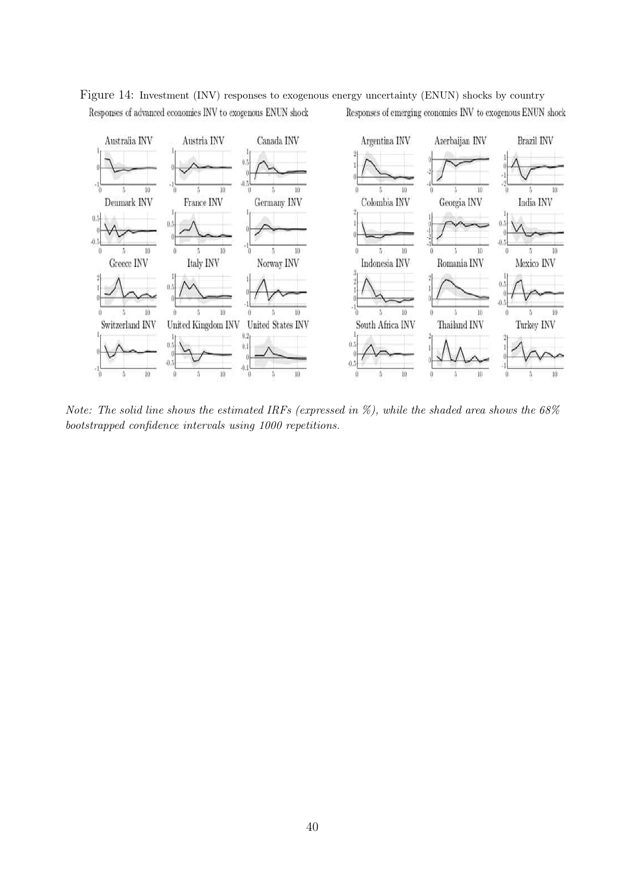Figure 14: Investment (INV) responses to exogenous energy uncertainty (ENUN) shocks by country

*Note: The solid line shows the estimated IRFs (expressed in %), while the shaded area shows the 68% bootstrapped confidence intervals using 1000 repetitions.*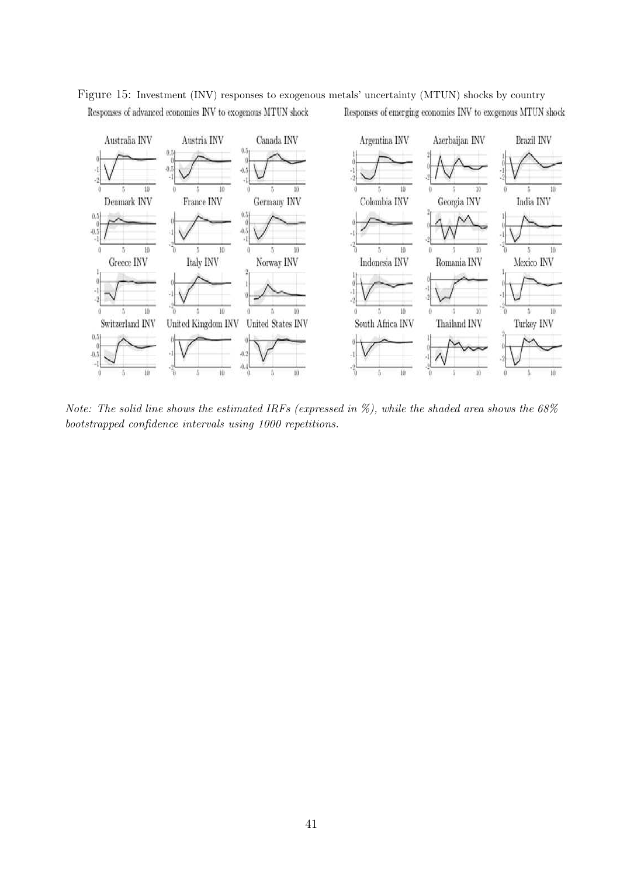Figure 15: Investment (INV) responses to exogenous metals' uncertainty (MTUN) shocks by country

Responses of advanced economies INV to exogenous MTUN shock

Australia INV

Austria INV

Canada INV

Denmark INV

France INV

Germany INV

Greece INV

Italy INV

Norway INV

Switzerland INV

United Kingdom INV

United States INV

Responses of emerging economies INV to exogenous MTUN shock

Argentina INV

Azerbaijan INV

Brazil INV

Colombia INV

Georgia INV

India INV

Indonesia INV

Romania INV

Mexico INV

South Africa INV

Thailand INV

Turkey INV

*Note: The solid line shows the estimated IRFs (expressed in %), while the shaded area shows the 68% bootstrapped confidence intervals using 1000 repetitions.*